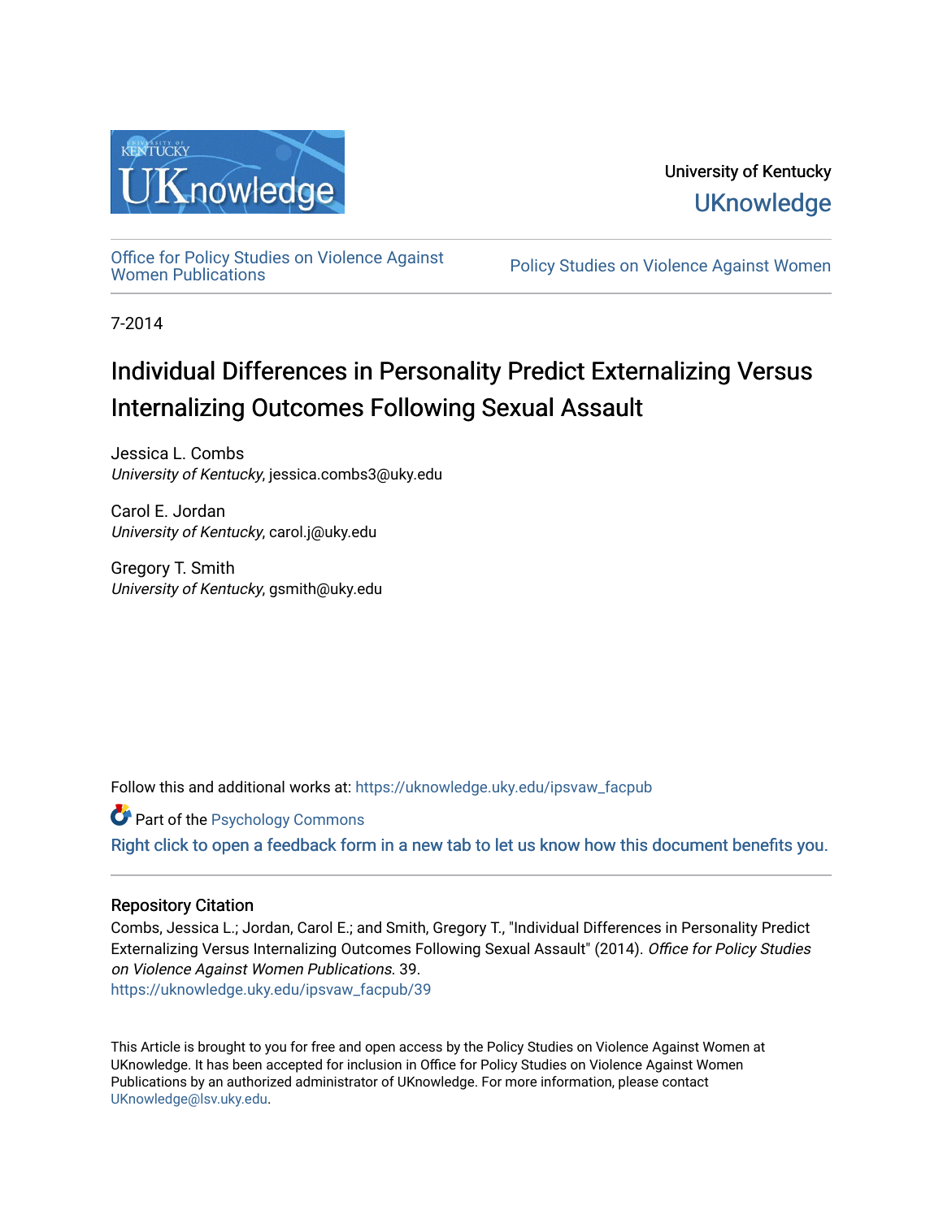University of Kentucky

UKnowledge

Office for Policy Studies on Violence Against Women Publications

Policy Studies on Violence Against Women

7-2014

# Individual Differences in Personality Predict Externalizing Versus Internalizing Outcomes Following Sexual Assault

Jessica L. Combs
*University of Kentucky*, jessica.combs3@uky.edu

Carol E. Jordan
*University of Kentucky*, carol.j@uky.edu

Gregory T. Smith
*University of Kentucky*, gsmith@uky.edu

Follow this and additional works at: https://uknowledge.uky.edu/ipsvaw_facpub

Part of the Psychology Commons

Right click to open a feedback form in a new tab to let us know how this document benefits you.

### Repository Citation

Combs, Jessica L.; Jordan, Carol E.; and Smith, Gregory T., "Individual Differences in Personality Predict Externalizing Versus Internalizing Outcomes Following Sexual Assault" (2014). *Office for Policy Studies on Violence Against Women Publications*. 39.
https://uknowledge.uky.edu/ipsvaw_facpub/39

This Article is brought to you for free and open access by the Policy Studies on Violence Against Women at UKnowledge. It has been accepted for inclusion in Office for Policy Studies on Violence Against Women Publications by an authorized administrator of UKnowledge. For more information, please contact UKnowledge@lsv.uky.edu.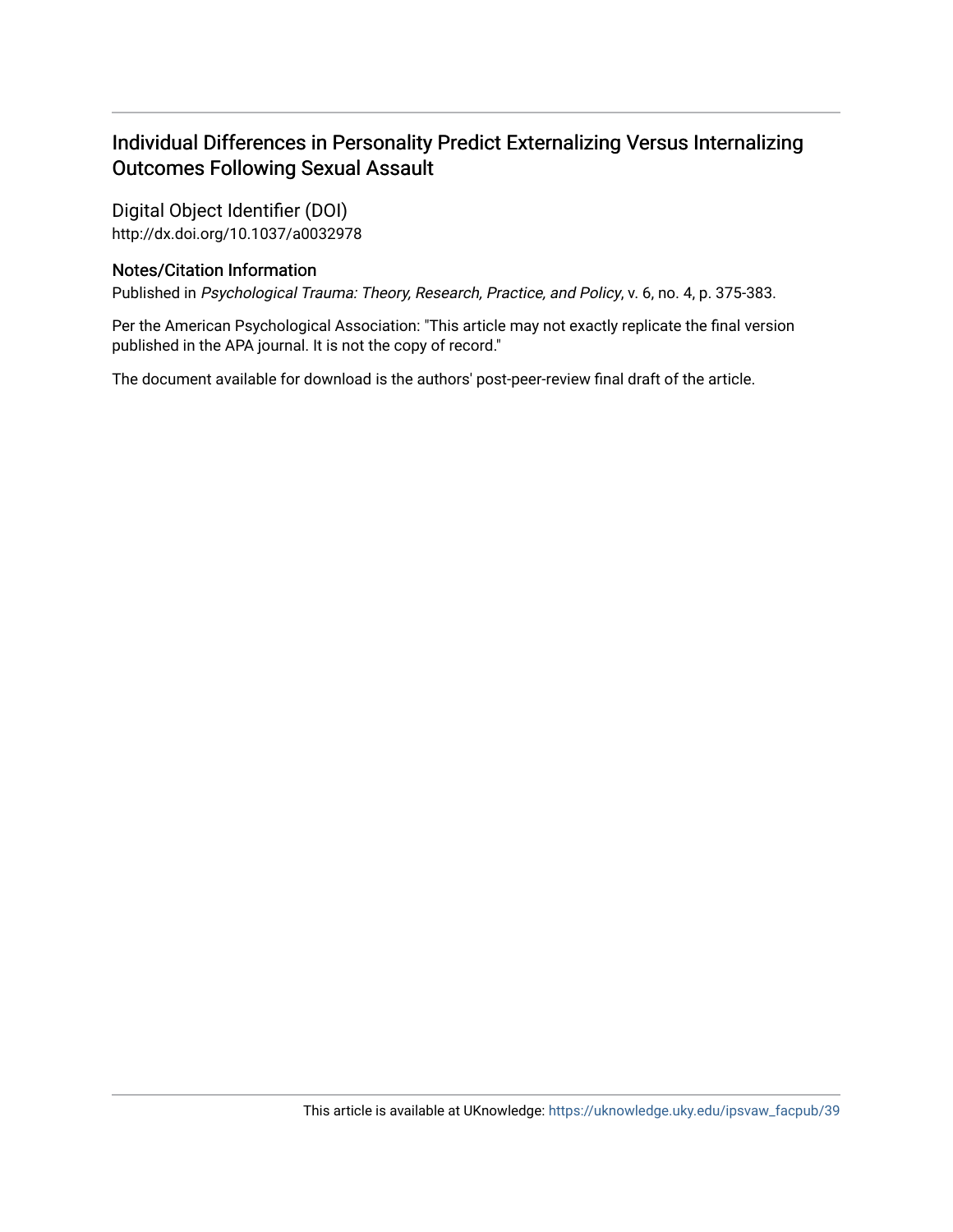# Individual Differences in Personality Predict Externalizing Versus Internalizing Outcomes Following Sexual Assault

## Digital Object Identifier (DOI)

http://dx.doi.org/10.1037/a0032978

### Notes/Citation Information

Published in *Psychological Trauma: Theory, Research, Practice, and Policy*, v. 6, no. 4, p. 375-383.

Per the American Psychological Association: "This article may not exactly replicate the final version published in the APA journal. It is not the copy of record."

The document available for download is the authors' post-peer-review final draft of the article.

This article is available at UKnowledge: https://uknowledge.uky.edu/ipsvaw_facpub/39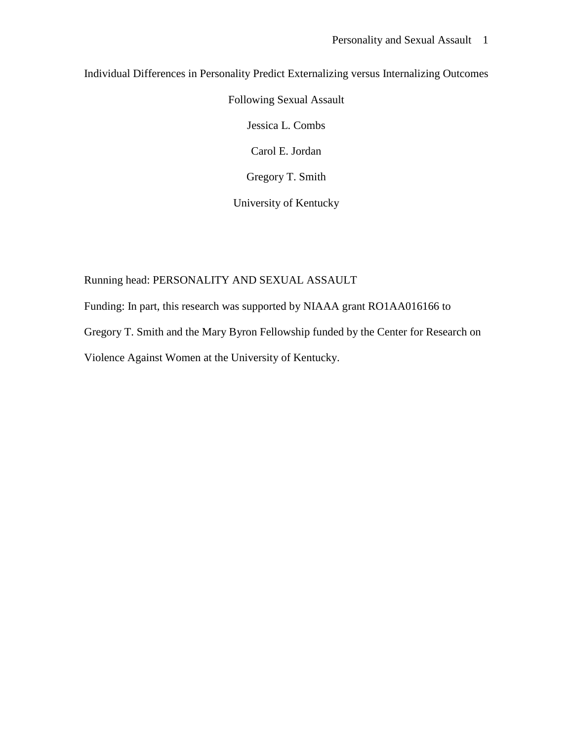# Individual Differences in Personality Predict Externalizing versus Internalizing Outcomes Following Sexual Assault

Jessica L. Combs

Carol E. Jordan

Gregory T. Smith

University of Kentucky

Running head: PERSONALITY AND SEXUAL ASSAULT

Funding: In part, this research was supported by NIAAA grant RO1AA016166 to Gregory T. Smith and the Mary Byron Fellowship funded by the Center for Research on Violence Against Women at the University of Kentucky.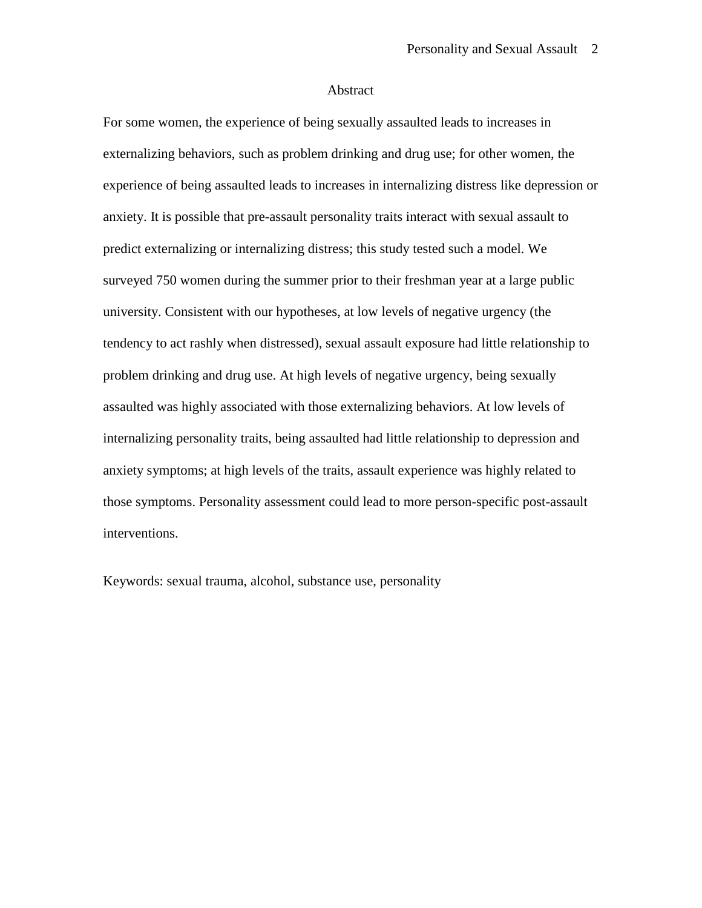# Abstract

For some women, the experience of being sexually assaulted leads to increases in externalizing behaviors, such as problem drinking and drug use; for other women, the experience of being assaulted leads to increases in internalizing distress like depression or anxiety. It is possible that pre-assault personality traits interact with sexual assault to predict externalizing or internalizing distress; this study tested such a model. We surveyed 750 women during the summer prior to their freshman year at a large public university. Consistent with our hypotheses, at low levels of negative urgency (the tendency to act rashly when distressed), sexual assault exposure had little relationship to problem drinking and drug use. At high levels of negative urgency, being sexually assaulted was highly associated with those externalizing behaviors. At low levels of internalizing personality traits, being assaulted had little relationship to depression and anxiety symptoms; at high levels of the traits, assault experience was highly related to those symptoms. Personality assessment could lead to more person-specific post-assault interventions.

Keywords: sexual trauma, alcohol, substance use, personality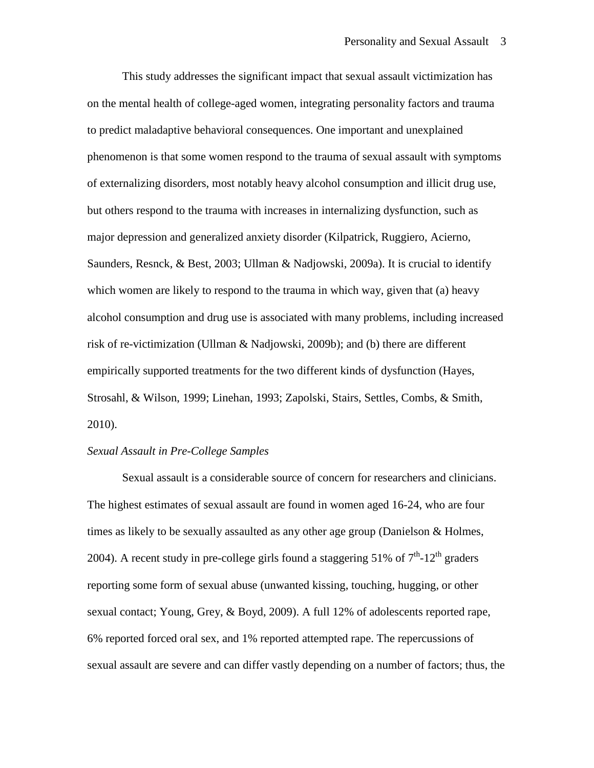This study addresses the significant impact that sexual assault victimization has on the mental health of college-aged women, integrating personality factors and trauma to predict maladaptive behavioral consequences. One important and unexplained phenomenon is that some women respond to the trauma of sexual assault with symptoms of externalizing disorders, most notably heavy alcohol consumption and illicit drug use, but others respond to the trauma with increases in internalizing dysfunction, such as major depression and generalized anxiety disorder (Kilpatrick, Ruggiero, Acierno, Saunders, Resnck, & Best, 2003; Ullman & Nadjowski, 2009a). It is crucial to identify which women are likely to respond to the trauma in which way, given that (a) heavy alcohol consumption and drug use is associated with many problems, including increased risk of re-victimization (Ullman & Nadjowski, 2009b); and (b) there are different empirically supported treatments for the two different kinds of dysfunction (Hayes, Strosahl, & Wilson, 1999; Linehan, 1993; Zapolski, Stairs, Settles, Combs, & Smith, 2010).

*Sexual Assault in Pre-College Samples*

Sexual assault is a considerable source of concern for researchers and clinicians. The highest estimates of sexual assault are found in women aged 16-24, who are four times as likely to be sexually assaulted as any other age group (Danielson & Holmes, 2004). A recent study in pre-college girls found a staggering 51% of 7th-12th graders reporting some form of sexual abuse (unwanted kissing, touching, hugging, or other sexual contact; Young, Grey, & Boyd, 2009). A full 12% of adolescents reported rape, 6% reported forced oral sex, and 1% reported attempted rape. The repercussions of sexual assault are severe and can differ vastly depending on a number of factors; thus, the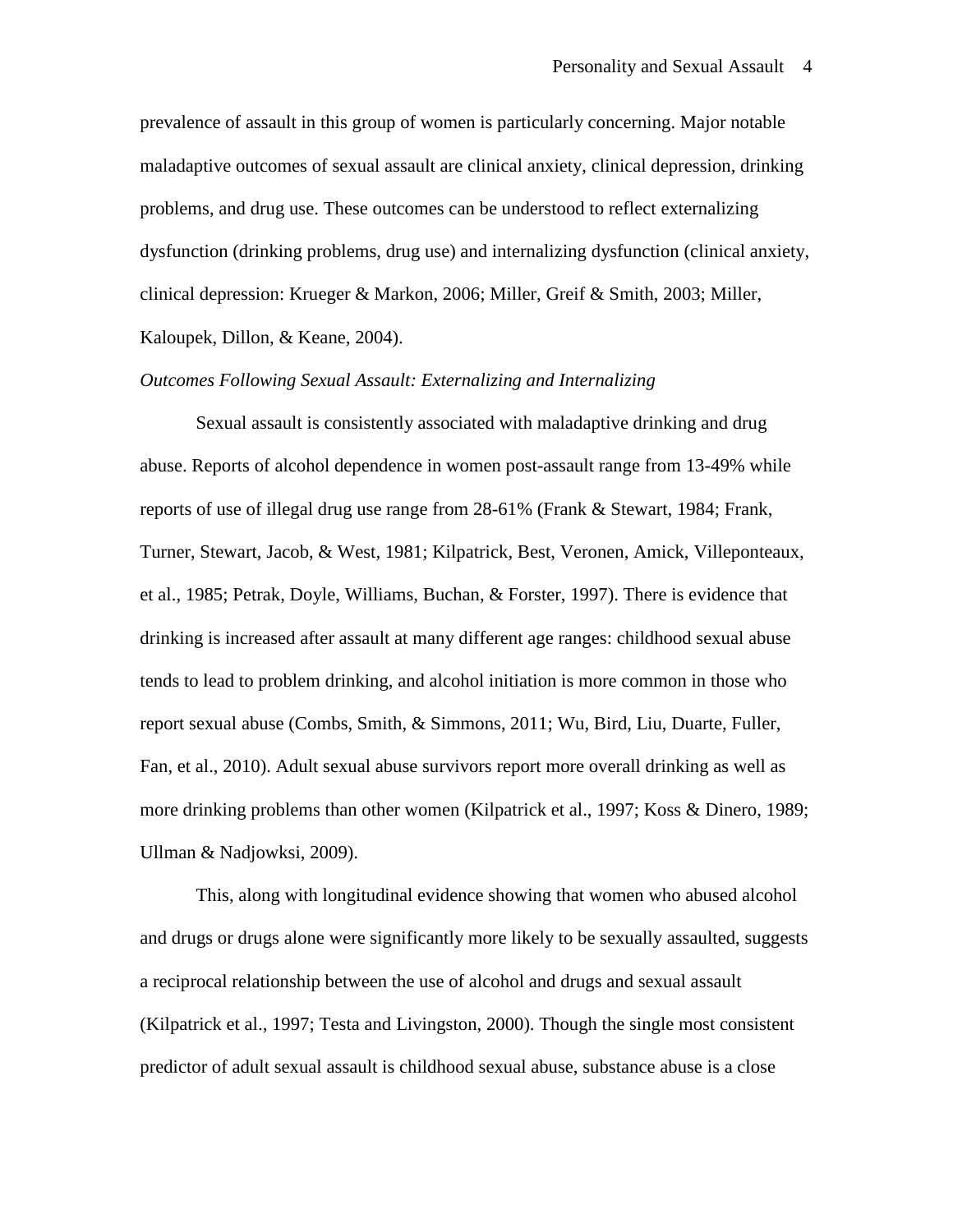prevalence of assault in this group of women is particularly concerning. Major notable maladaptive outcomes of sexual assault are clinical anxiety, clinical depression, drinking problems, and drug use. These outcomes can be understood to reflect externalizing dysfunction (drinking problems, drug use) and internalizing dysfunction (clinical anxiety, clinical depression: Krueger & Markon, 2006; Miller, Greif & Smith, 2003; Miller, Kaloupek, Dillon, & Keane, 2004).

*Outcomes Following Sexual Assault: Externalizing and Internalizing*

Sexual assault is consistently associated with maladaptive drinking and drug abuse. Reports of alcohol dependence in women post-assault range from 13-49% while reports of use of illegal drug use range from 28-61% (Frank & Stewart, 1984; Frank, Turner, Stewart, Jacob, & West, 1981; Kilpatrick, Best, Veronen, Amick, Villeponteaux, et al., 1985; Petrak, Doyle, Williams, Buchan, & Forster, 1997). There is evidence that drinking is increased after assault at many different age ranges: childhood sexual abuse tends to lead to problem drinking, and alcohol initiation is more common in those who report sexual abuse (Combs, Smith, & Simmons, 2011; Wu, Bird, Liu, Duarte, Fuller, Fan, et al., 2010). Adult sexual abuse survivors report more overall drinking as well as more drinking problems than other women (Kilpatrick et al., 1997; Koss & Dinero, 1989; Ullman & Nadjowksi, 2009).

This, along with longitudinal evidence showing that women who abused alcohol and drugs or drugs alone were significantly more likely to be sexually assaulted, suggests a reciprocal relationship between the use of alcohol and drugs and sexual assault (Kilpatrick et al., 1997; Testa and Livingston, 2000). Though the single most consistent predictor of adult sexual assault is childhood sexual abuse, substance abuse is a close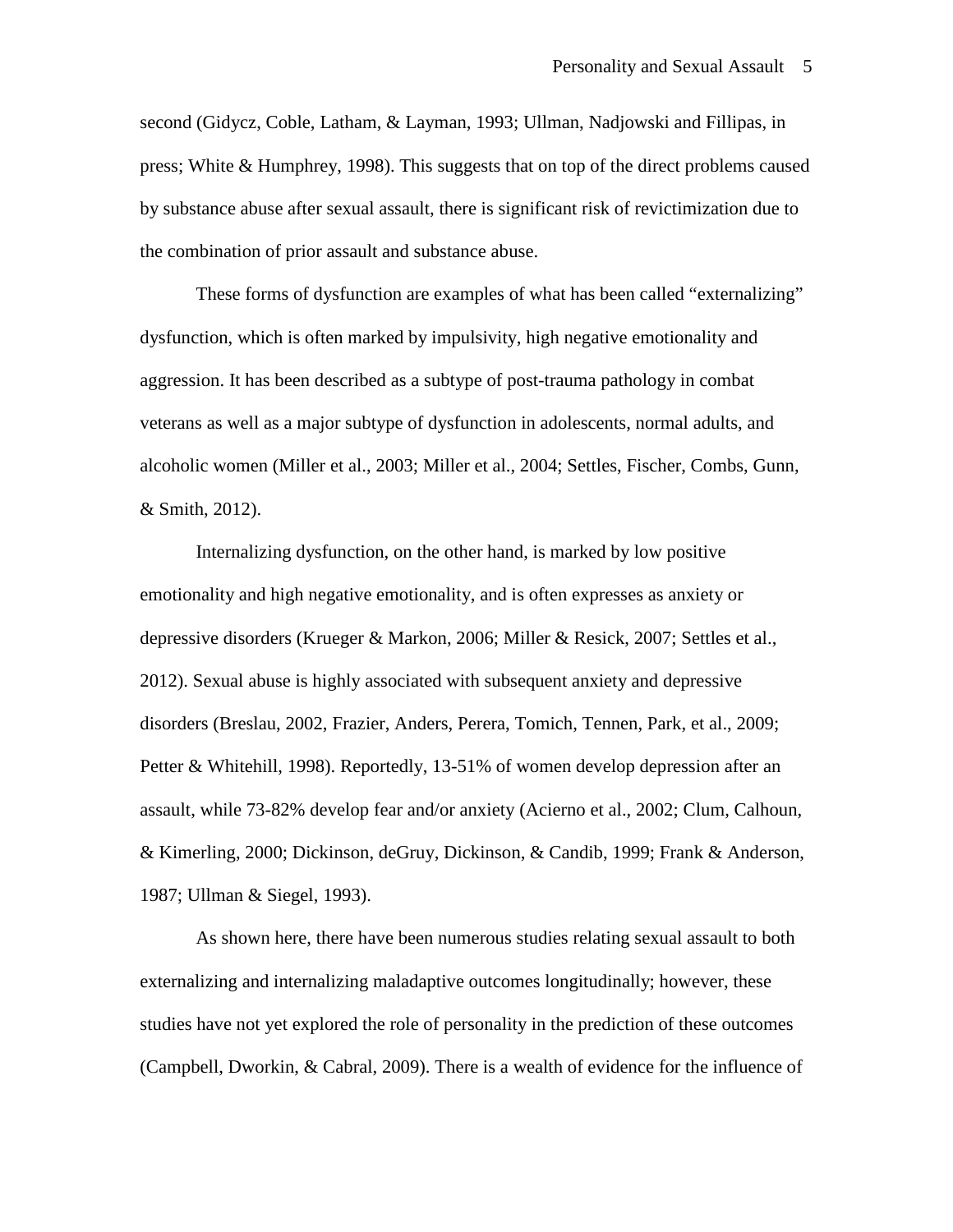second (Gidycz, Coble, Latham, & Layman, 1993; Ullman, Nadjowski and Fillipas, in press; White & Humphrey, 1998). This suggests that on top of the direct problems caused by substance abuse after sexual assault, there is significant risk of revictimization due to the combination of prior assault and substance abuse.

These forms of dysfunction are examples of what has been called "externalizing" dysfunction, which is often marked by impulsivity, high negative emotionality and aggression. It has been described as a subtype of post-trauma pathology in combat veterans as well as a major subtype of dysfunction in adolescents, normal adults, and alcoholic women (Miller et al., 2003; Miller et al., 2004; Settles, Fischer, Combs, Gunn, & Smith, 2012).

Internalizing dysfunction, on the other hand, is marked by low positive emotionality and high negative emotionality, and is often expresses as anxiety or depressive disorders (Krueger & Markon, 2006; Miller & Resick, 2007; Settles et al., 2012). Sexual abuse is highly associated with subsequent anxiety and depressive disorders (Breslau, 2002, Frazier, Anders, Perera, Tomich, Tennen, Park, et al., 2009; Petter & Whitehill, 1998). Reportedly, 13-51% of women develop depression after an assault, while 73-82% develop fear and/or anxiety (Acierno et al., 2002; Clum, Calhoun, & Kimerling, 2000; Dickinson, deGruy, Dickinson, & Candib, 1999; Frank & Anderson, 1987; Ullman & Siegel, 1993).

As shown here, there have been numerous studies relating sexual assault to both externalizing and internalizing maladaptive outcomes longitudinally; however, these studies have not yet explored the role of personality in the prediction of these outcomes (Campbell, Dworkin, & Cabral, 2009). There is a wealth of evidence for the influence of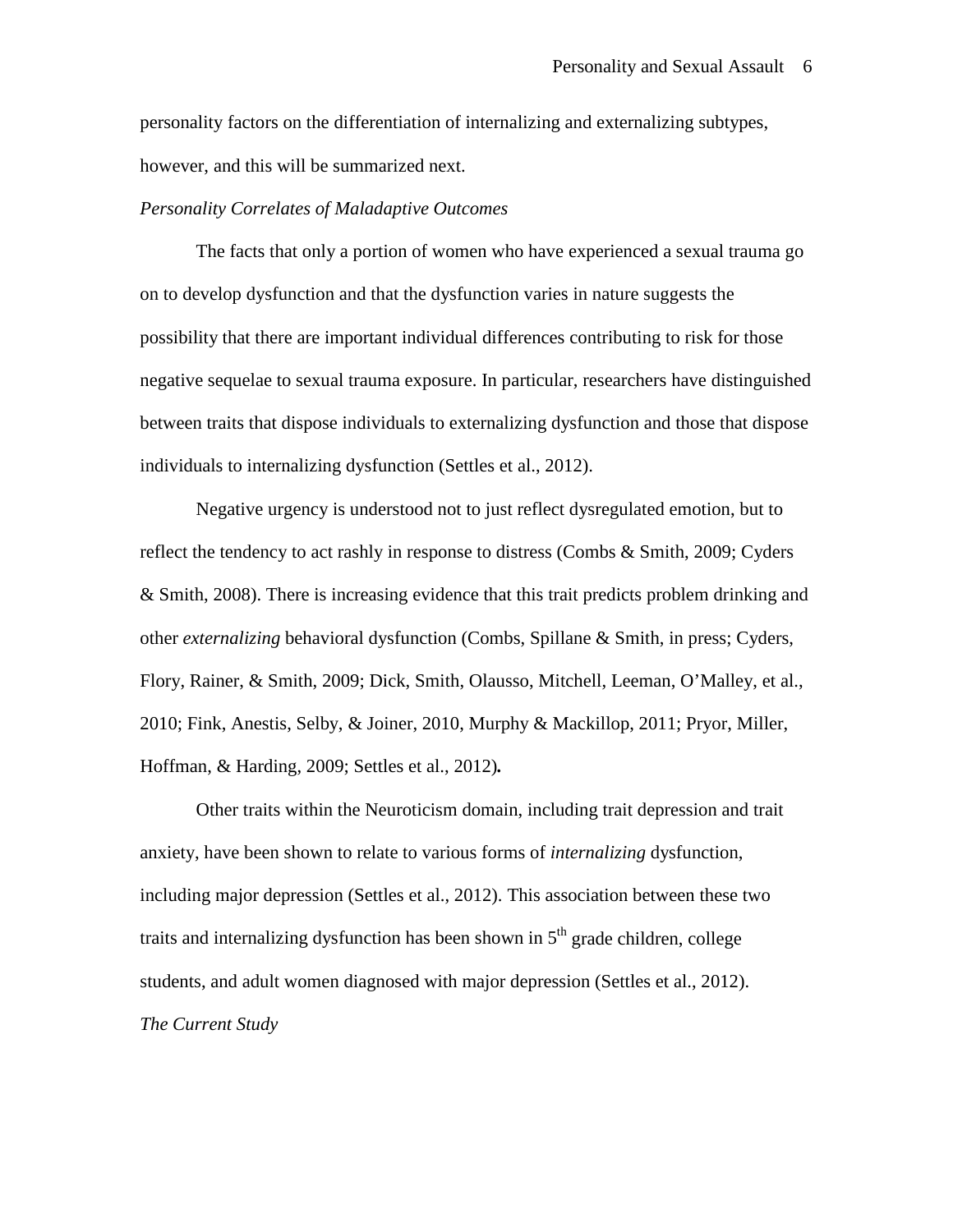personality factors on the differentiation of internalizing and externalizing subtypes, however, and this will be summarized next.

*Personality Correlates of Maladaptive Outcomes*

The facts that only a portion of women who have experienced a sexual trauma go on to develop dysfunction and that the dysfunction varies in nature suggests the possibility that there are important individual differences contributing to risk for those negative sequelae to sexual trauma exposure. In particular, researchers have distinguished between traits that dispose individuals to externalizing dysfunction and those that dispose individuals to internalizing dysfunction (Settles et al., 2012).

Negative urgency is understood not to just reflect dysregulated emotion, but to reflect the tendency to act rashly in response to distress (Combs & Smith, 2009; Cyders & Smith, 2008). There is increasing evidence that this trait predicts problem drinking and other *externalizing* behavioral dysfunction (Combs, Spillane & Smith, in press; Cyders, Flory, Rainer, & Smith, 2009; Dick, Smith, Olausso, Mitchell, Leeman, O'Malley, et al., 2010; Fink, Anestis, Selby, & Joiner, 2010, Murphy & Mackillop, 2011; Pryor, Miller, Hoffman, & Harding, 2009; Settles et al., 2012)**.**

Other traits within the Neuroticism domain, including trait depression and trait anxiety, have been shown to relate to various forms of *internalizing* dysfunction, including major depression (Settles et al., 2012). This association between these two traits and internalizing dysfunction has been shown in 5th grade children, college students, and adult women diagnosed with major depression (Settles et al., 2012).

*The Current Study*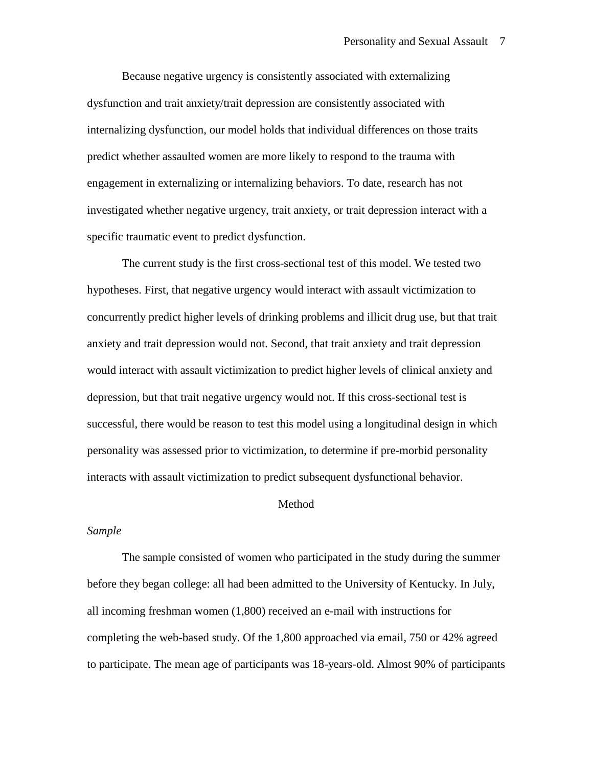Because negative urgency is consistently associated with externalizing dysfunction and trait anxiety/trait depression are consistently associated with internalizing dysfunction, our model holds that individual differences on those traits predict whether assaulted women are more likely to respond to the trauma with engagement in externalizing or internalizing behaviors. To date, research has not investigated whether negative urgency, trait anxiety, or trait depression interact with a specific traumatic event to predict dysfunction.

The current study is the first cross-sectional test of this model. We tested two hypotheses. First, that negative urgency would interact with assault victimization to concurrently predict higher levels of drinking problems and illicit drug use, but that trait anxiety and trait depression would not. Second, that trait anxiety and trait depression would interact with assault victimization to predict higher levels of clinical anxiety and depression, but that trait negative urgency would not. If this cross-sectional test is successful, there would be reason to test this model using a longitudinal design in which personality was assessed prior to victimization, to determine if pre-morbid personality interacts with assault victimization to predict subsequent dysfunctional behavior.

## Method

### *Sample*

The sample consisted of women who participated in the study during the summer before they began college: all had been admitted to the University of Kentucky. In July, all incoming freshman women (1,800) received an e-mail with instructions for completing the web-based study. Of the 1,800 approached via email, 750 or 42% agreed to participate. The mean age of participants was 18-years-old. Almost 90% of participants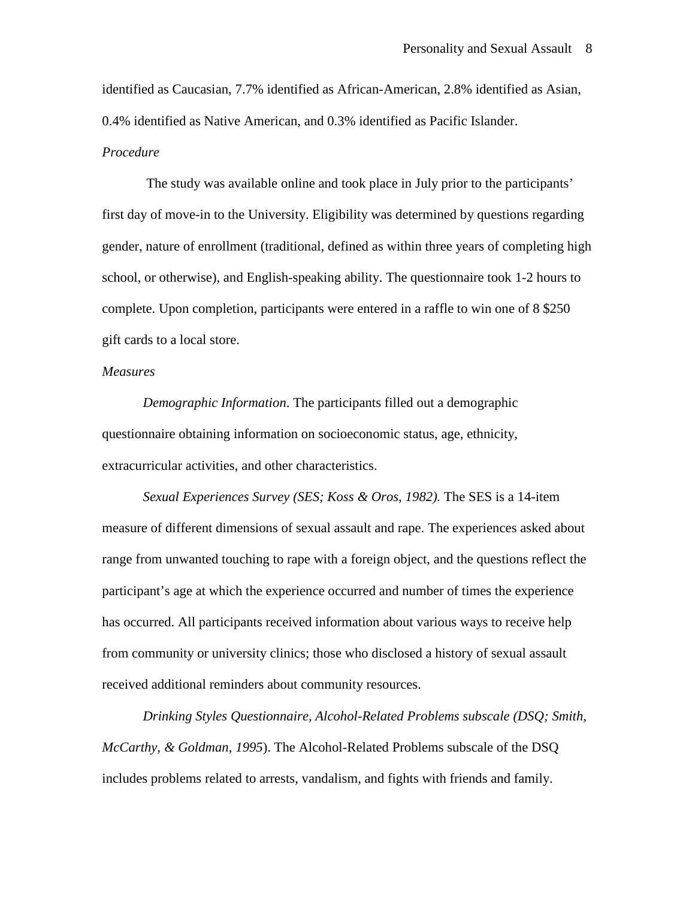identified as Caucasian, 7.7% identified as African-American, 2.8% identified as Asian, 0.4% identified as Native American, and 0.3% identified as Pacific Islander.

*Procedure*

The study was available online and took place in July prior to the participants' first day of move-in to the University. Eligibility was determined by questions regarding gender, nature of enrollment (traditional, defined as within three years of completing high school, or otherwise), and English-speaking ability. The questionnaire took 1-2 hours to complete. Upon completion, participants were entered in a raffle to win one of 8 $250 gift cards to a local store.

*Measures*

*Demographic Information.* The participants filled out a demographic questionnaire obtaining information on socioeconomic status, age, ethnicity, extracurricular activities, and other characteristics.

*Sexual Experiences Survey (SES; Koss & Oros, 1982).* The SES is a 14-item measure of different dimensions of sexual assault and rape. The experiences asked about range from unwanted touching to rape with a foreign object, and the questions reflect the participant's age at which the experience occurred and number of times the experience has occurred. All participants received information about various ways to receive help from community or university clinics; those who disclosed a history of sexual assault received additional reminders about community resources.

*Drinking Styles Questionnaire, Alcohol-Related Problems subscale (DSQ; Smith, McCarthy, & Goldman, 1995*). The Alcohol-Related Problems subscale of the DSQ includes problems related to arrests, vandalism, and fights with friends and family.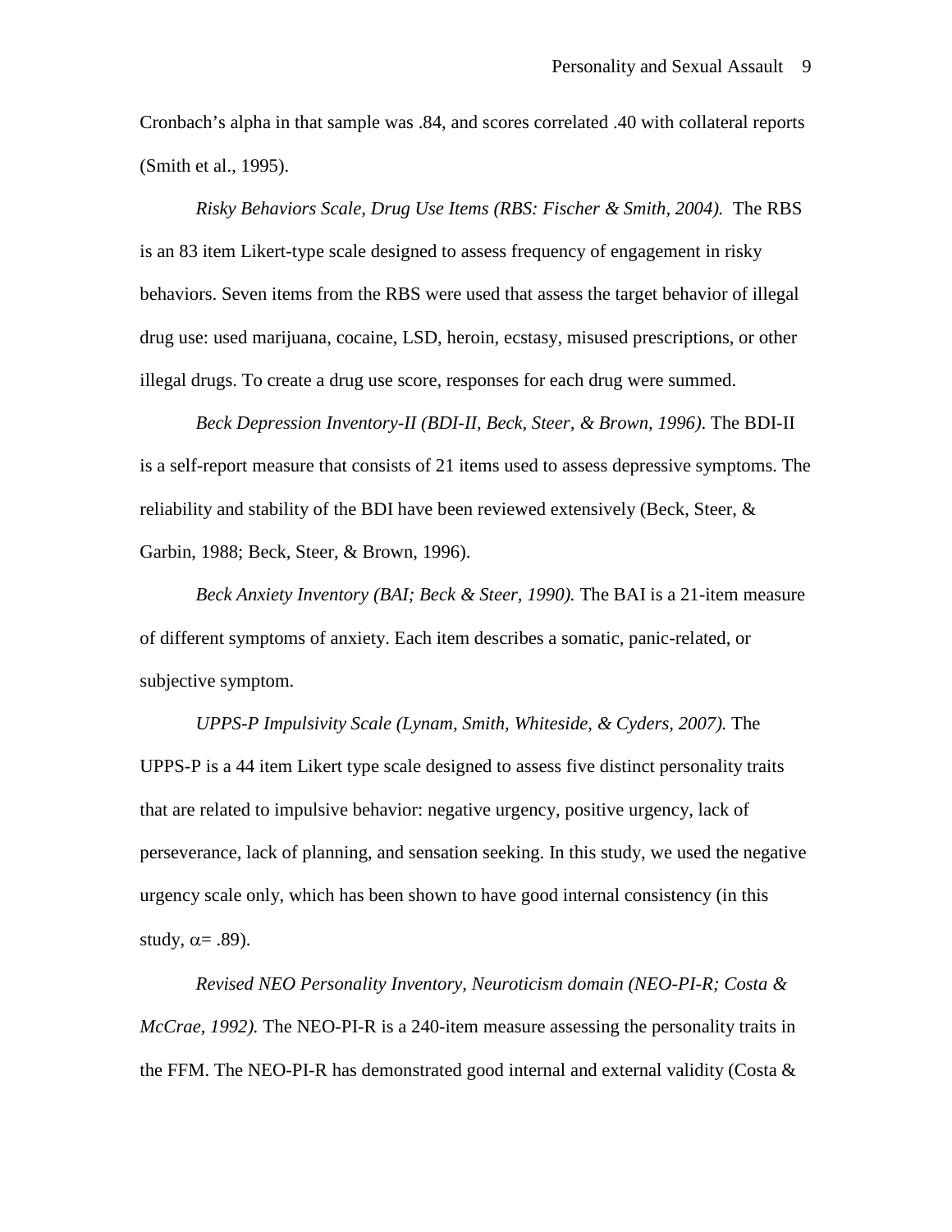Cronbach's alpha in that sample was .84, and scores correlated .40 with collateral reports (Smith et al., 1995).

*Risky Behaviors Scale, Drug Use Items (RBS: Fischer & Smith, 2004).* The RBS is an 83 item Likert-type scale designed to assess frequency of engagement in risky behaviors. Seven items from the RBS were used that assess the target behavior of illegal drug use: used marijuana, cocaine, LSD, heroin, ecstasy, misused prescriptions, or other illegal drugs. To create a drug use score, responses for each drug were summed.

*Beck Depression Inventory-II (BDI-II, Beck, Steer, & Brown, 1996)*. The BDI-II is a self-report measure that consists of 21 items used to assess depressive symptoms. The reliability and stability of the BDI have been reviewed extensively (Beck, Steer, & Garbin, 1988; Beck, Steer, & Brown, 1996).

*Beck Anxiety Inventory (BAI; Beck & Steer, 1990).* The BAI is a 21-item measure of different symptoms of anxiety. Each item describes a somatic, panic-related, or subjective symptom.

*UPPS-P Impulsivity Scale (Lynam, Smith, Whiteside, & Cyders, 2007).* The UPPS-P is a 44 item Likert type scale designed to assess five distinct personality traits that are related to impulsive behavior: negative urgency, positive urgency, lack of perseverance, lack of planning, and sensation seeking. In this study, we used the negative urgency scale only, which has been shown to have good internal consistency (in this study, $\alpha = .89$).

*Revised NEO Personality Inventory, Neuroticism domain (NEO-PI-R; Costa & McCrae, 1992).* The NEO-PI-R is a 240-item measure assessing the personality traits in the FFM. The NEO-PI-R has demonstrated good internal and external validity (Costa &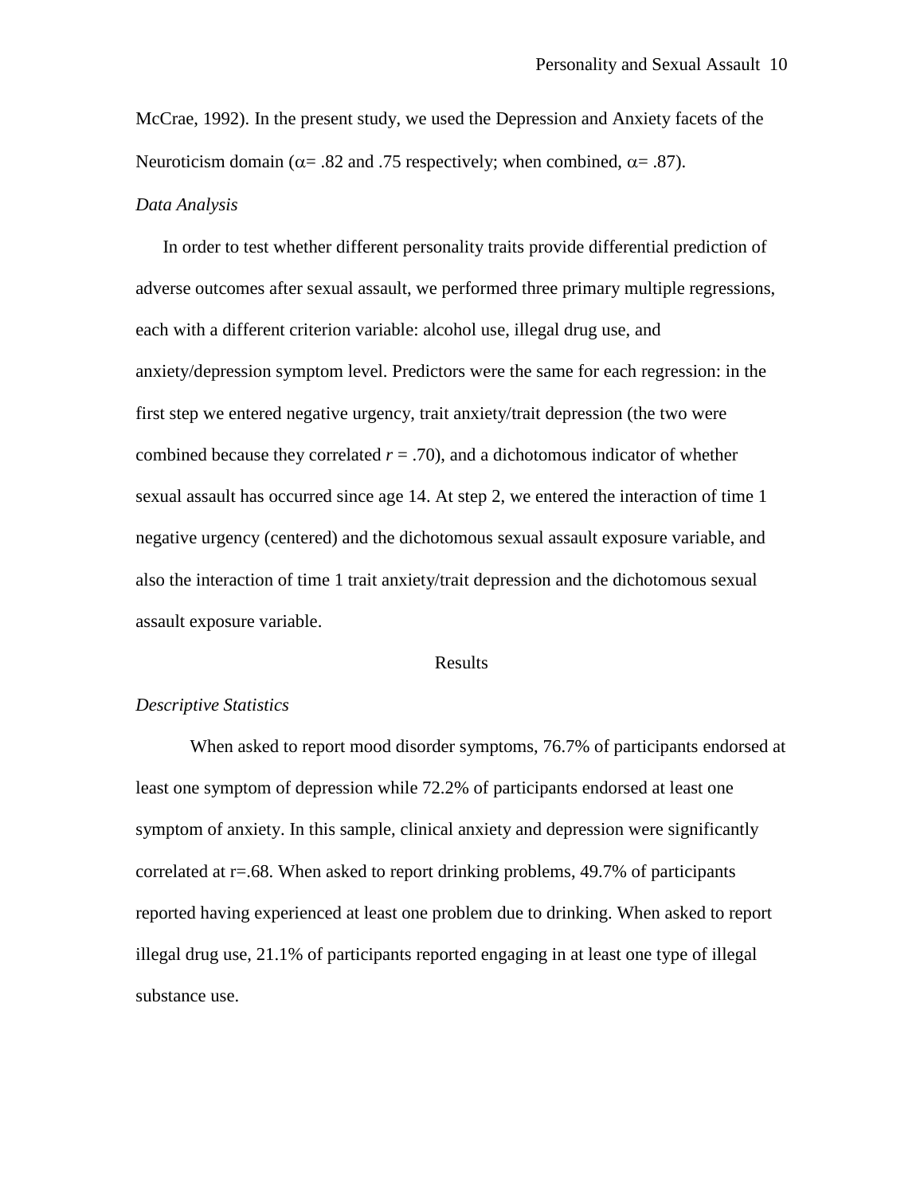McCrae, 1992). In the present study, we used the Depression and Anxiety facets of the Neuroticism domain ($\alpha$= .82 and .75 respectively; when combined, $\alpha$= .87).

*Data Analysis*

In order to test whether different personality traits provide differential prediction of adverse outcomes after sexual assault, we performed three primary multiple regressions, each with a different criterion variable: alcohol use, illegal drug use, and anxiety/depression symptom level. Predictors were the same for each regression: in the first step we entered negative urgency, trait anxiety/trait depression (the two were combined because they correlated $r$ = .70), and a dichotomous indicator of whether sexual assault has occurred since age 14. At step 2, we entered the interaction of time 1 negative urgency (centered) and the dichotomous sexual assault exposure variable, and also the interaction of time 1 trait anxiety/trait depression and the dichotomous sexual assault exposure variable.

## Results

*Descriptive Statistics*

When asked to report mood disorder symptoms, 76.7% of participants endorsed at least one symptom of depression while 72.2% of participants endorsed at least one symptom of anxiety. In this sample, clinical anxiety and depression were significantly correlated at r=.68. When asked to report drinking problems, 49.7% of participants reported having experienced at least one problem due to drinking. When asked to report illegal drug use, 21.1% of participants reported engaging in at least one type of illegal substance use.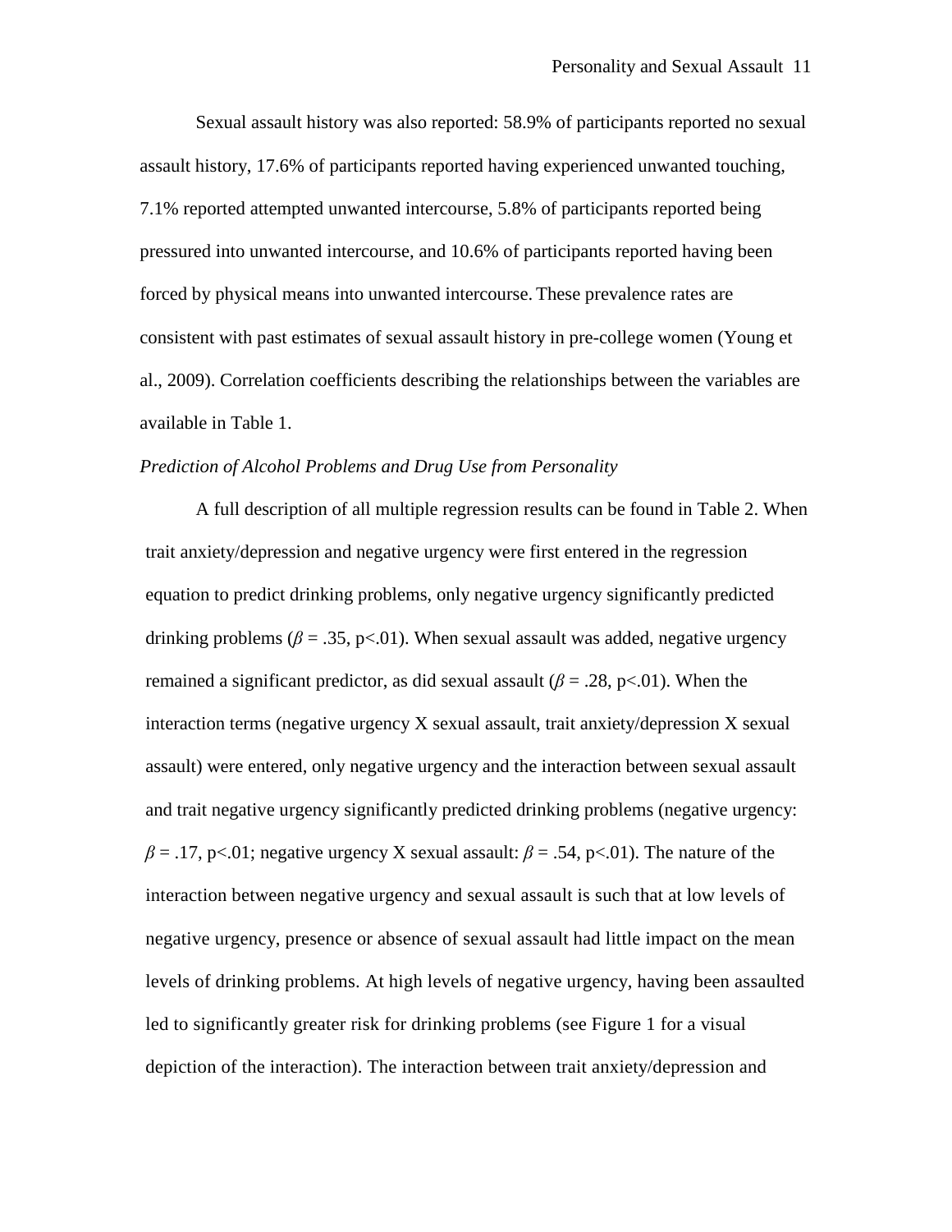Sexual assault history was also reported: 58.9% of participants reported no sexual assault history, 17.6% of participants reported having experienced unwanted touching, 7.1% reported attempted unwanted intercourse, 5.8% of participants reported being pressured into unwanted intercourse, and 10.6% of participants reported having been forced by physical means into unwanted intercourse. These prevalence rates are consistent with past estimates of sexual assault history in pre-college women (Young et al., 2009). Correlation coefficients describing the relationships between the variables are available in Table 1.

*Prediction of Alcohol Problems and Drug Use from Personality*

A full description of all multiple regression results can be found in Table 2. When trait anxiety/depression and negative urgency were first entered in the regression equation to predict drinking problems, only negative urgency significantly predicted drinking problems ($\beta$ = .35, p<.01). When sexual assault was added, negative urgency remained a significant predictor, as did sexual assault ($\beta$ = .28, p<.01). When the interaction terms (negative urgency X sexual assault, trait anxiety/depression X sexual assault) were entered, only negative urgency and the interaction between sexual assault and trait negative urgency significantly predicted drinking problems (negative urgency: $\beta$ = .17, p<.01; negative urgency X sexual assault: $\beta$ = .54, p<.01). The nature of the interaction between negative urgency and sexual assault is such that at low levels of negative urgency, presence or absence of sexual assault had little impact on the mean levels of drinking problems. At high levels of negative urgency, having been assaulted led to significantly greater risk for drinking problems (see Figure 1 for a visual depiction of the interaction). The interaction between trait anxiety/depression and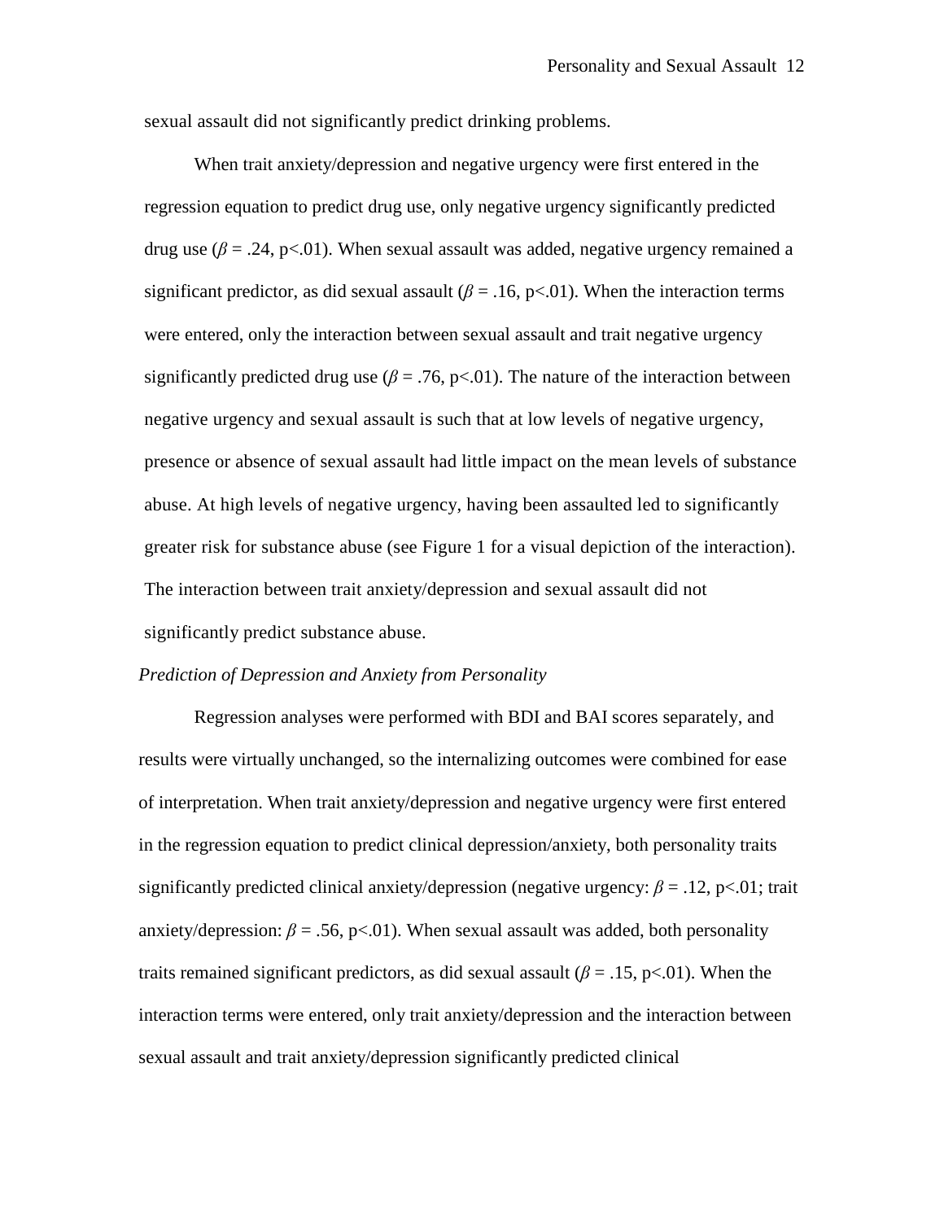sexual assault did not significantly predict drinking problems.

When trait anxiety/depression and negative urgency were first entered in the regression equation to predict drug use, only negative urgency significantly predicted drug use ($\beta$ = .24, p<.01). When sexual assault was added, negative urgency remained a significant predictor, as did sexual assault ($\beta$ = .16, p<.01). When the interaction terms were entered, only the interaction between sexual assault and trait negative urgency significantly predicted drug use ($\beta$ = .76, p<.01). The nature of the interaction between negative urgency and sexual assault is such that at low levels of negative urgency, presence or absence of sexual assault had little impact on the mean levels of substance abuse. At high levels of negative urgency, having been assaulted led to significantly greater risk for substance abuse (see Figure 1 for a visual depiction of the interaction). The interaction between trait anxiety/depression and sexual assault did not significantly predict substance abuse.

*Prediction of Depression and Anxiety from Personality*

Regression analyses were performed with BDI and BAI scores separately, and results were virtually unchanged, so the internalizing outcomes were combined for ease of interpretation. When trait anxiety/depression and negative urgency were first entered in the regression equation to predict clinical depression/anxiety, both personality traits significantly predicted clinical anxiety/depression (negative urgency: $\beta$ = .12, p<.01; trait anxiety/depression: $\beta$ = .56, p<.01). When sexual assault was added, both personality traits remained significant predictors, as did sexual assault ($\beta$ = .15, p<.01). When the interaction terms were entered, only trait anxiety/depression and the interaction between sexual assault and trait anxiety/depression significantly predicted clinical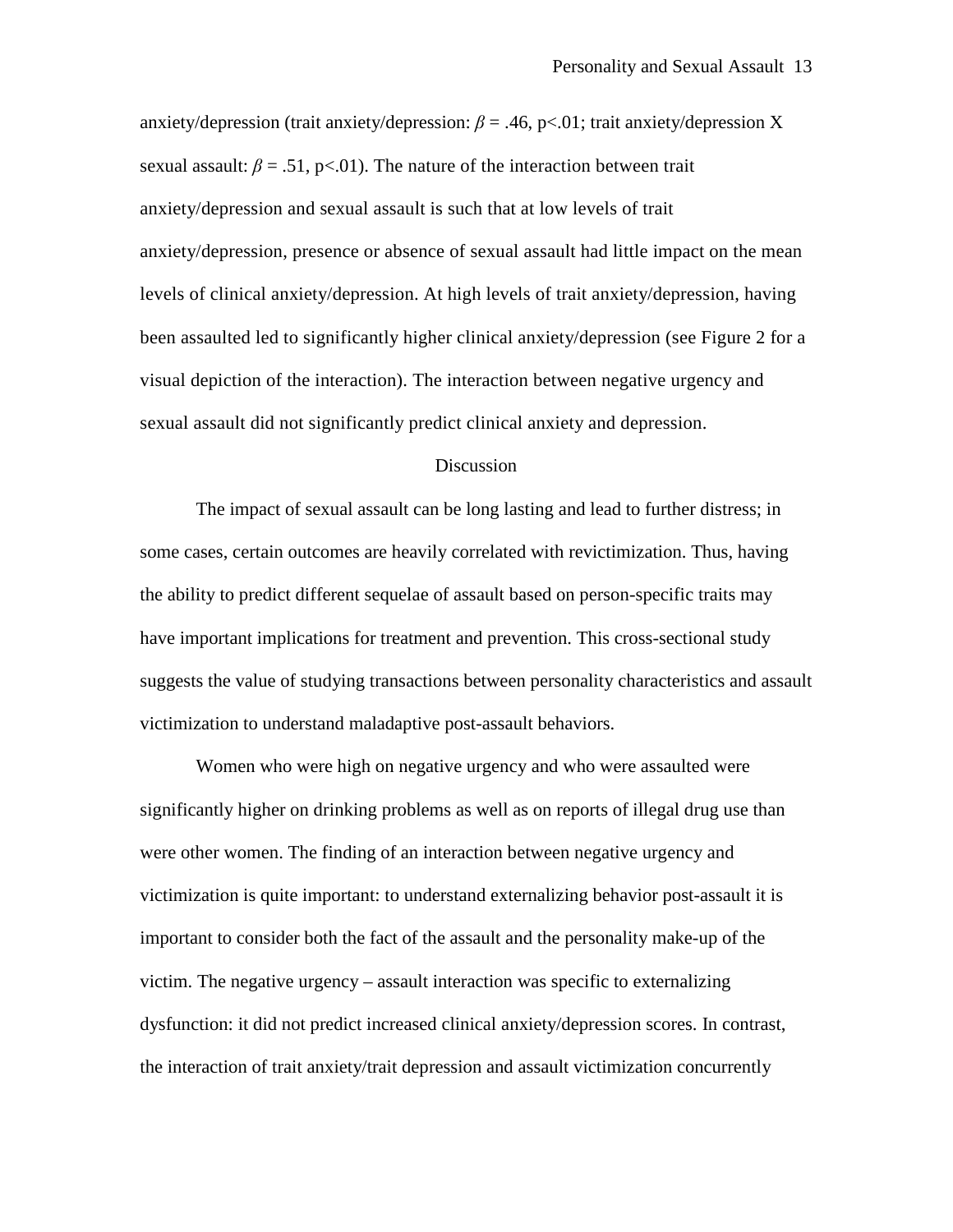anxiety/depression (trait anxiety/depression: $\beta = .46$, $p<.01$; trait anxiety/depression X sexual assault: $\beta = .51$, $p<.01$). The nature of the interaction between trait anxiety/depression and sexual assault is such that at low levels of trait anxiety/depression, presence or absence of sexual assault had little impact on the mean levels of clinical anxiety/depression. At high levels of trait anxiety/depression, having been assaulted led to significantly higher clinical anxiety/depression (see Figure 2 for a visual depiction of the interaction). The interaction between negative urgency and sexual assault did not significantly predict clinical anxiety and depression.

## Discussion

The impact of sexual assault can be long lasting and lead to further distress; in some cases, certain outcomes are heavily correlated with revictimization. Thus, having the ability to predict different sequelae of assault based on person-specific traits may have important implications for treatment and prevention. This cross-sectional study suggests the value of studying transactions between personality characteristics and assault victimization to understand maladaptive post-assault behaviors.

Women who were high on negative urgency and who were assaulted were significantly higher on drinking problems as well as on reports of illegal drug use than were other women. The finding of an interaction between negative urgency and victimization is quite important: to understand externalizing behavior post-assault it is important to consider both the fact of the assault and the personality make-up of the victim. The negative urgency – assault interaction was specific to externalizing dysfunction: it did not predict increased clinical anxiety/depression scores. In contrast, the interaction of trait anxiety/trait depression and assault victimization concurrently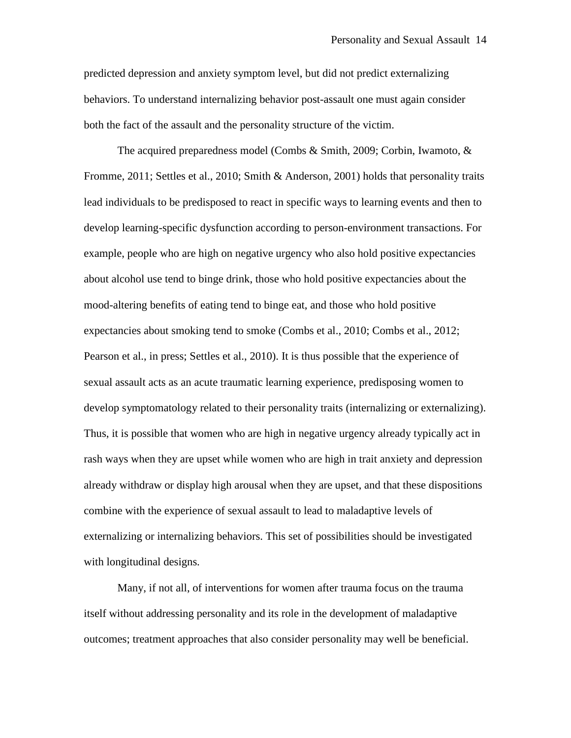predicted depression and anxiety symptom level, but did not predict externalizing behaviors. To understand internalizing behavior post-assault one must again consider both the fact of the assault and the personality structure of the victim.

The acquired preparedness model (Combs & Smith, 2009; Corbin, Iwamoto, & Fromme, 2011; Settles et al., 2010; Smith & Anderson, 2001) holds that personality traits lead individuals to be predisposed to react in specific ways to learning events and then to develop learning-specific dysfunction according to person-environment transactions. For example, people who are high on negative urgency who also hold positive expectancies about alcohol use tend to binge drink, those who hold positive expectancies about the mood-altering benefits of eating tend to binge eat, and those who hold positive expectancies about smoking tend to smoke (Combs et al., 2010; Combs et al., 2012; Pearson et al., in press; Settles et al., 2010). It is thus possible that the experience of sexual assault acts as an acute traumatic learning experience, predisposing women to develop symptomatology related to their personality traits (internalizing or externalizing). Thus, it is possible that women who are high in negative urgency already typically act in rash ways when they are upset while women who are high in trait anxiety and depression already withdraw or display high arousal when they are upset, and that these dispositions combine with the experience of sexual assault to lead to maladaptive levels of externalizing or internalizing behaviors. This set of possibilities should be investigated with longitudinal designs.

Many, if not all, of interventions for women after trauma focus on the trauma itself without addressing personality and its role in the development of maladaptive outcomes; treatment approaches that also consider personality may well be beneficial.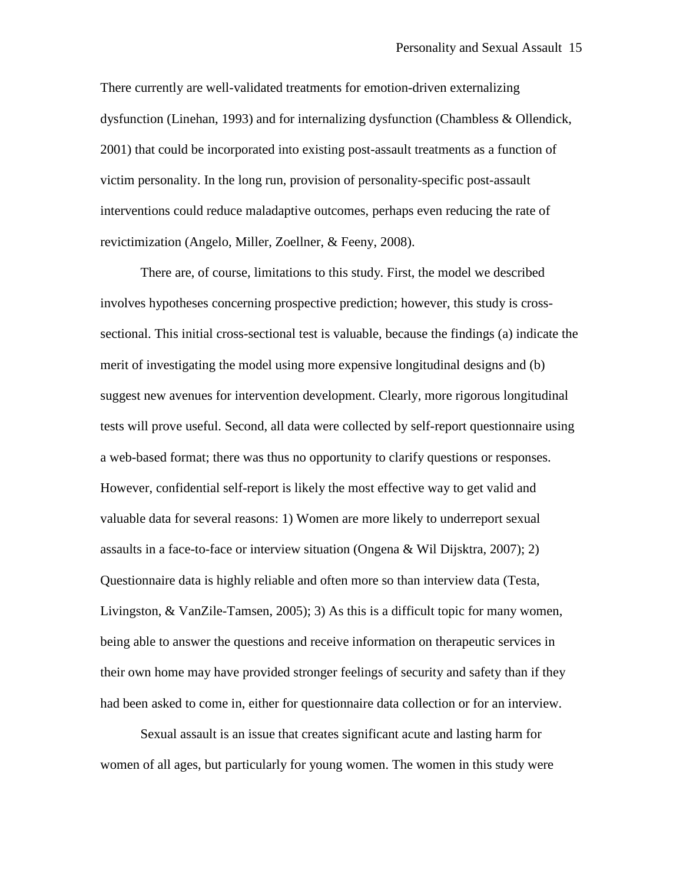There currently are well-validated treatments for emotion-driven externalizing dysfunction (Linehan, 1993) and for internalizing dysfunction (Chambless & Ollendick, 2001) that could be incorporated into existing post-assault treatments as a function of victim personality. In the long run, provision of personality-specific post-assault interventions could reduce maladaptive outcomes, perhaps even reducing the rate of revictimization (Angelo, Miller, Zoellner, & Feeny, 2008).

There are, of course, limitations to this study. First, the model we described involves hypotheses concerning prospective prediction; however, this study is cross-sectional. This initial cross-sectional test is valuable, because the findings (a) indicate the merit of investigating the model using more expensive longitudinal designs and (b) suggest new avenues for intervention development. Clearly, more rigorous longitudinal tests will prove useful. Second, all data were collected by self-report questionnaire using a web-based format; there was thus no opportunity to clarify questions or responses. However, confidential self-report is likely the most effective way to get valid and valuable data for several reasons: 1) Women are more likely to underreport sexual assaults in a face-to-face or interview situation (Ongena & Wil Dijsktra, 2007); 2) Questionnaire data is highly reliable and often more so than interview data (Testa, Livingston, & VanZile-Tamsen, 2005); 3) As this is a difficult topic for many women, being able to answer the questions and receive information on therapeutic services in their own home may have provided stronger feelings of security and safety than if they had been asked to come in, either for questionnaire data collection or for an interview.

Sexual assault is an issue that creates significant acute and lasting harm for women of all ages, but particularly for young women. The women in this study were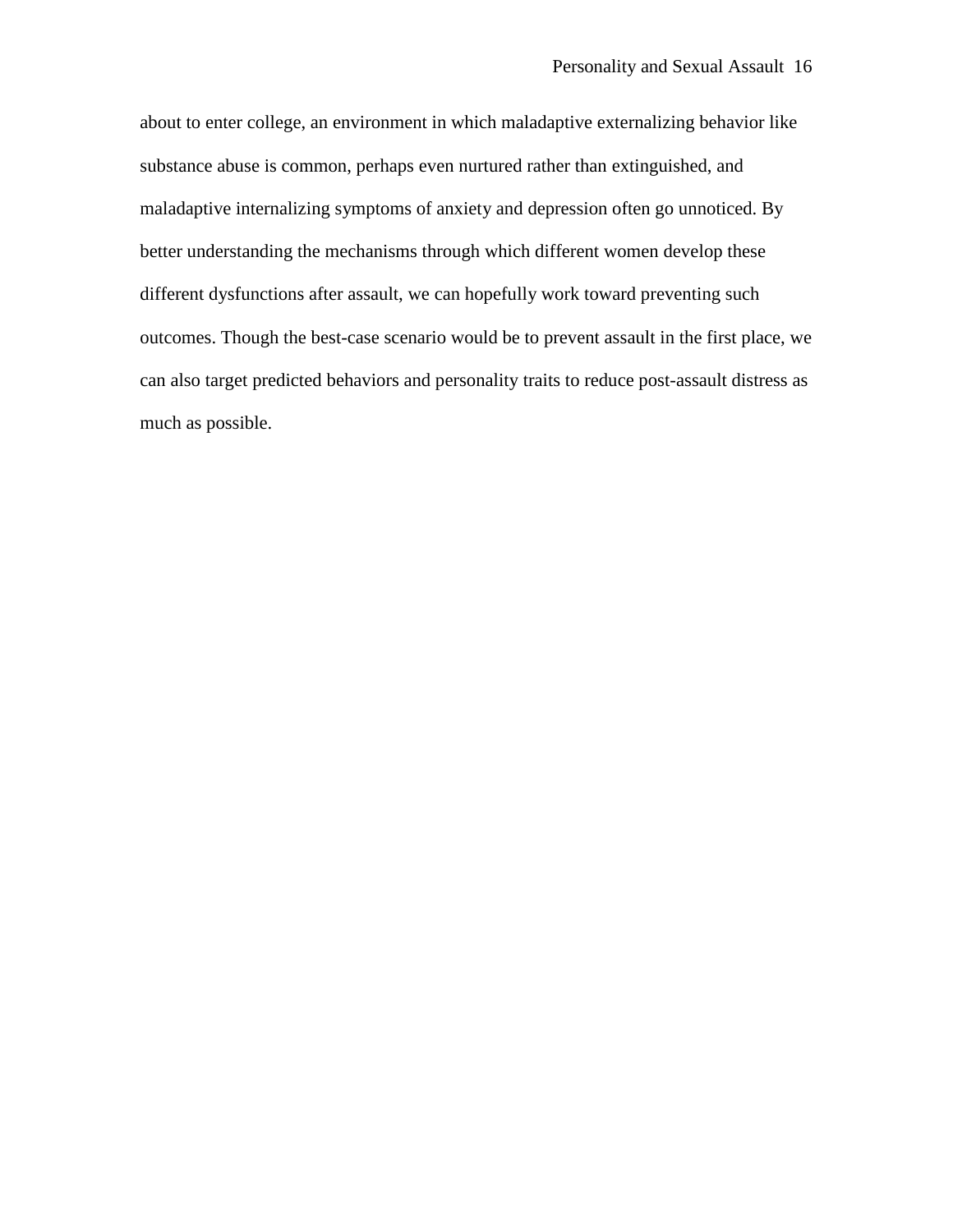about to enter college, an environment in which maladaptive externalizing behavior like substance abuse is common, perhaps even nurtured rather than extinguished, and maladaptive internalizing symptoms of anxiety and depression often go unnoticed. By better understanding the mechanisms through which different women develop these different dysfunctions after assault, we can hopefully work toward preventing such outcomes. Though the best-case scenario would be to prevent assault in the first place, we can also target predicted behaviors and personality traits to reduce post-assault distress as much as possible.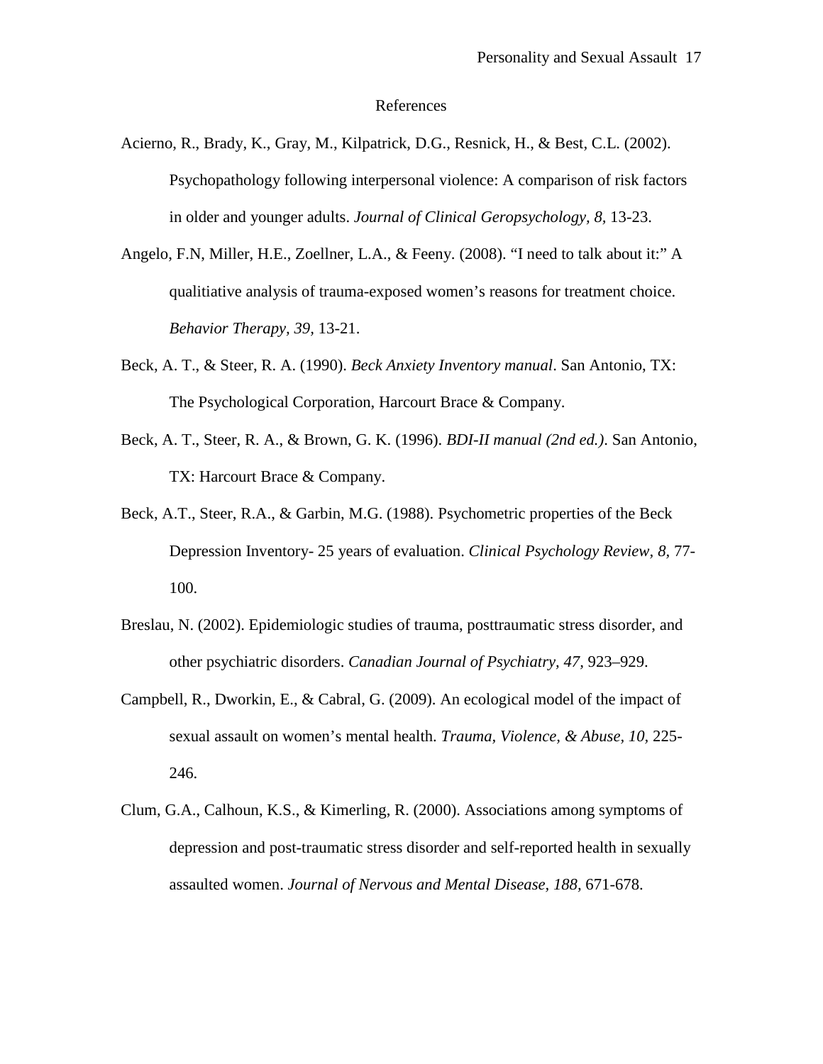# References

Acierno, R., Brady, K., Gray, M., Kilpatrick, D.G., Resnick, H., & Best, C.L. (2002). Psychopathology following interpersonal violence: A comparison of risk factors in older and younger adults. *Journal of Clinical Geropsychology, 8,* 13-23.

Angelo, F.N, Miller, H.E., Zoellner, L.A., & Feeny. (2008). "I need to talk about it:" A qualitiative analysis of trauma-exposed women's reasons for treatment choice. *Behavior Therapy, 39,* 13-21.

Beck, A. T., & Steer, R. A. (1990). *Beck Anxiety Inventory manual*. San Antonio, TX: The Psychological Corporation, Harcourt Brace & Company.

Beck, A. T., Steer, R. A., & Brown, G. K. (1996). *BDI-II manual (2nd ed.)*. San Antonio, TX: Harcourt Brace & Company.

Beck, A.T., Steer, R.A., & Garbin, M.G. (1988). Psychometric properties of the Beck Depression Inventory- 25 years of evaluation. *Clinical Psychology Review, 8,* 77-100.

Breslau, N. (2002). Epidemiologic studies of trauma, posttraumatic stress disorder, and other psychiatric disorders. *Canadian Journal of Psychiatry, 47,* 923–929.

Campbell, R., Dworkin, E., & Cabral, G. (2009). An ecological model of the impact of sexual assault on women's mental health. *Trauma, Violence, & Abuse, 10,* 225-246.

Clum, G.A., Calhoun, K.S., & Kimerling, R. (2000). Associations among symptoms of depression and post-traumatic stress disorder and self-reported health in sexually assaulted women. *Journal of Nervous and Mental Disease, 188,* 671-678.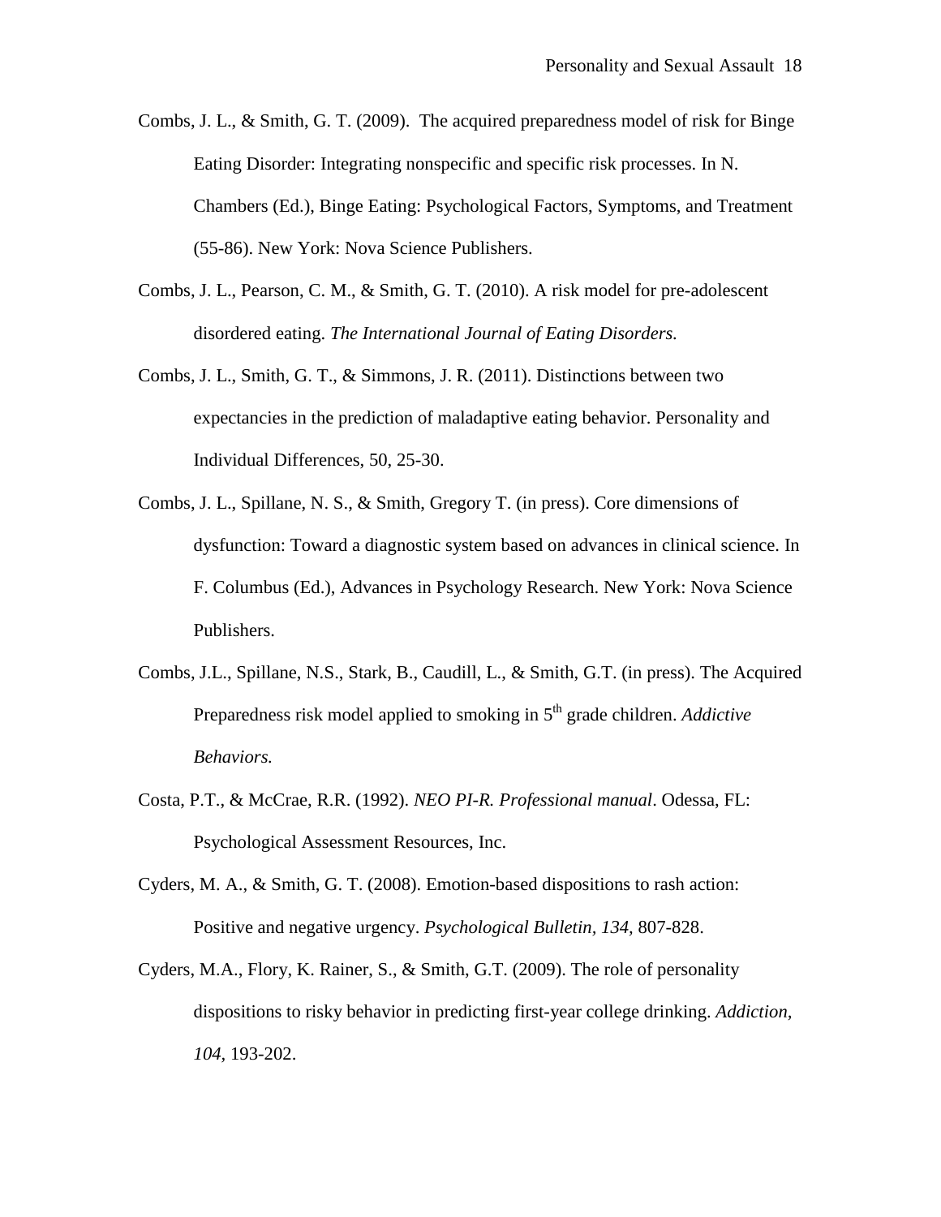Combs, J. L., & Smith, G. T. (2009). The acquired preparedness model of risk for Binge Eating Disorder: Integrating nonspecific and specific risk processes. In N. Chambers (Ed.), Binge Eating: Psychological Factors, Symptoms, and Treatment (55-86). New York: Nova Science Publishers.

Combs, J. L., Pearson, C. M., & Smith, G. T. (2010). A risk model for pre-adolescent disordered eating. *The International Journal of Eating Disorders.*

Combs, J. L., Smith, G. T., & Simmons, J. R. (2011). Distinctions between two expectancies in the prediction of maladaptive eating behavior. Personality and Individual Differences, 50, 25-30.

Combs, J. L., Spillane, N. S., & Smith, Gregory T. (in press). Core dimensions of dysfunction: Toward a diagnostic system based on advances in clinical science. In F. Columbus (Ed.), Advances in Psychology Research. New York: Nova Science Publishers.

Combs, J.L., Spillane, N.S., Stark, B., Caudill, L., & Smith, G.T. (in press). The Acquired Preparedness risk model applied to smoking in 5th grade children. *Addictive Behaviors.*

Costa, P.T., & McCrae, R.R. (1992). *NEO PI-R. Professional manual*. Odessa, FL: Psychological Assessment Resources, Inc.

Cyders, M. A., & Smith, G. T. (2008). Emotion-based dispositions to rash action: Positive and negative urgency. *Psychological Bulletin, 134,* 807-828.

Cyders, M.A., Flory, K. Rainer, S., & Smith, G.T. (2009). The role of personality dispositions to risky behavior in predicting first-year college drinking. *Addiction, 104,* 193-202.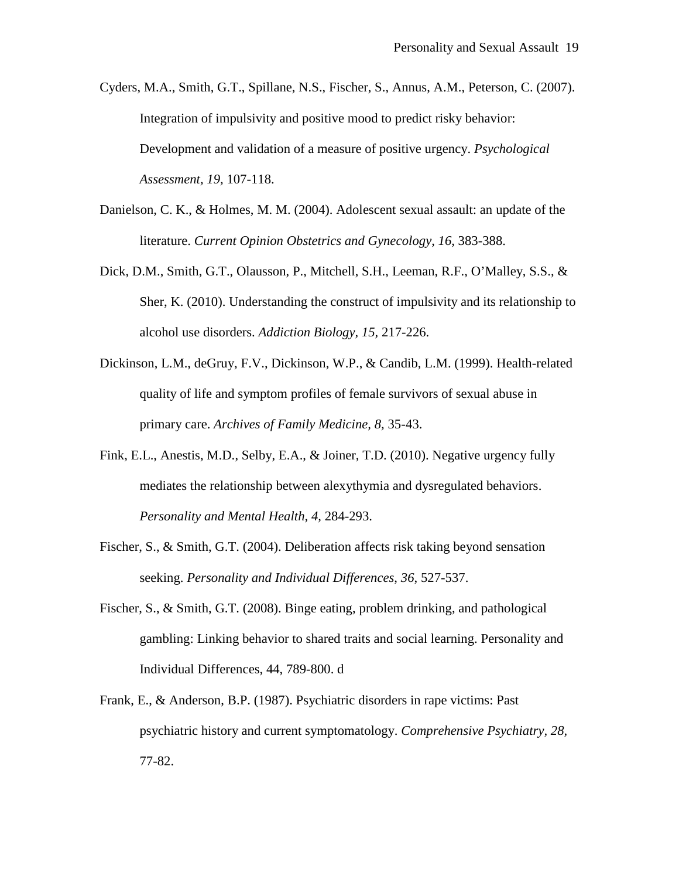Cyders, M.A., Smith, G.T., Spillane, N.S., Fischer, S., Annus, A.M., Peterson, C. (2007). Integration of impulsivity and positive mood to predict risky behavior: Development and validation of a measure of positive urgency. *Psychological Assessment, 19,* 107-118.

Danielson, C. K., & Holmes, M. M. (2004). Adolescent sexual assault: an update of the literature. *Current Opinion Obstetrics and Gynecology*, *16*, 383-388.

Dick, D.M., Smith, G.T., Olausson, P., Mitchell, S.H., Leeman, R.F., O'Malley, S.S., & Sher, K. (2010). Understanding the construct of impulsivity and its relationship to alcohol use disorders. *Addiction Biology, 15,* 217-226.

Dickinson, L.M., deGruy, F.V., Dickinson, W.P., & Candib, L.M. (1999). Health-related quality of life and symptom profiles of female survivors of sexual abuse in primary care. *Archives of Family Medicine, 8,* 35-43.

Fink, E.L., Anestis, M.D., Selby, E.A., & Joiner, T.D. (2010). Negative urgency fully mediates the relationship between alexythymia and dysregulated behaviors. *Personality and Mental Health, 4,* 284-293.

Fischer, S., & Smith, G.T. (2004). Deliberation affects risk taking beyond sensation seeking. *Personality and Individual Differences*, *36*, 527-537.

Fischer, S., & Smith, G.T. (2008). Binge eating, problem drinking, and pathological gambling: Linking behavior to shared traits and social learning. Personality and Individual Differences, 44, 789-800. d

Frank, E., & Anderson, B.P. (1987). Psychiatric disorders in rape victims: Past psychiatric history and current symptomatology. *Comprehensive Psychiatry, 28,* 77-82.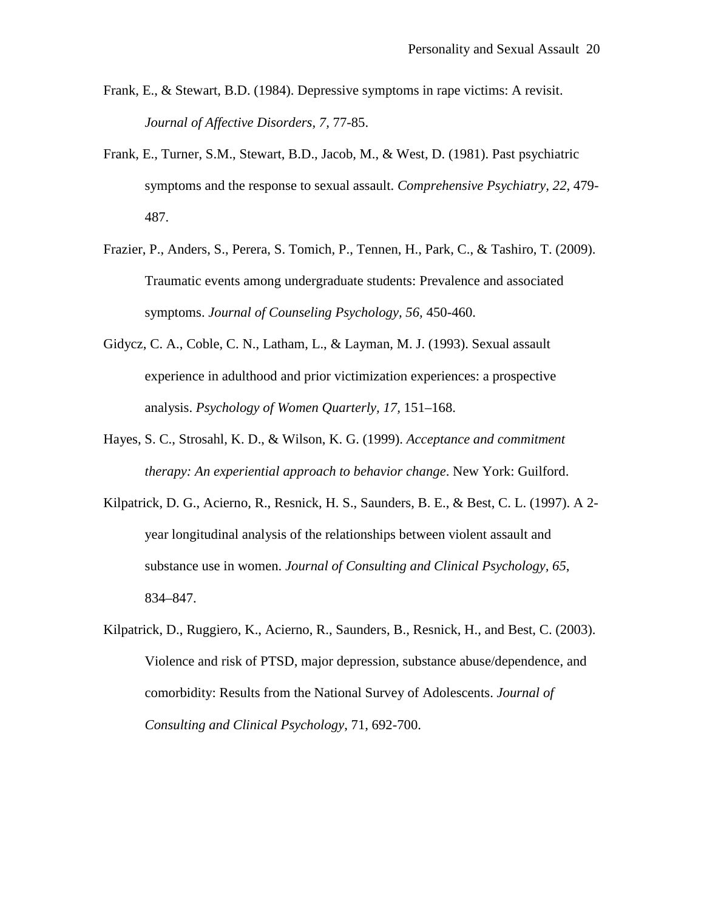Frank, E., & Stewart, B.D. (1984). Depressive symptoms in rape victims: A revisit. *Journal of Affective Disorders, 7,* 77-85.

Frank, E., Turner, S.M., Stewart, B.D., Jacob, M., & West, D. (1981). Past psychiatric symptoms and the response to sexual assault. *Comprehensive Psychiatry, 22,* 479-487.

Frazier, P., Anders, S., Perera, S. Tomich, P., Tennen, H., Park, C., & Tashiro, T. (2009). Traumatic events among undergraduate students: Prevalence and associated symptoms. *Journal of Counseling Psychology, 56,* 450-460.

Gidycz, C. A., Coble, C. N., Latham, L., & Layman, M. J. (1993). Sexual assault experience in adulthood and prior victimization experiences: a prospective analysis. *Psychology of Women Quarterly, 17,* 151–168.

Hayes, S. C., Strosahl, K. D., & Wilson, K. G. (1999). *Acceptance and commitment therapy: An experiential approach to behavior change*. New York: Guilford.

Kilpatrick, D. G., Acierno, R., Resnick, H. S., Saunders, B. E., & Best, C. L. (1997). A 2-year longitudinal analysis of the relationships between violent assault and substance use in women. *Journal of Consulting and Clinical Psychology, 65*, 834–847.

Kilpatrick, D., Ruggiero, K., Acierno, R., Saunders, B., Resnick, H., and Best, C. (2003). Violence and risk of PTSD, major depression, substance abuse/dependence, and comorbidity: Results from the National Survey of Adolescents. *Journal of Consulting and Clinical Psychology*, 71, 692-700.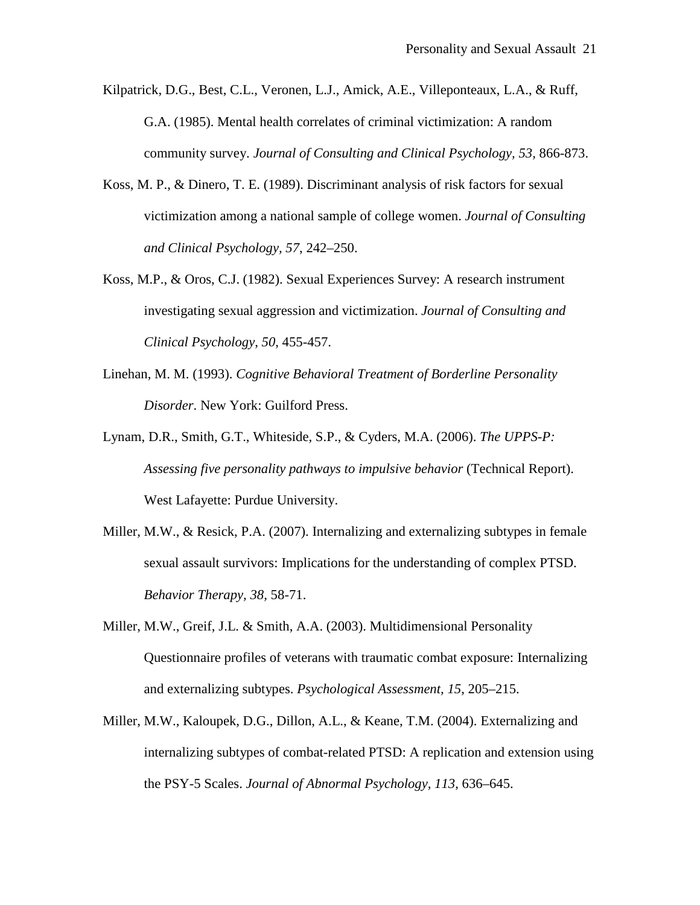Kilpatrick, D.G., Best, C.L., Veronen, L.J., Amick, A.E., Villeponteaux, L.A., & Ruff, G.A. (1985). Mental health correlates of criminal victimization: A random community survey. *Journal of Consulting and Clinical Psychology, 53*, 866-873.

Koss, M. P., & Dinero, T. E. (1989). Discriminant analysis of risk factors for sexual victimization among a national sample of college women. *Journal of Consulting and Clinical Psychology*, *57*, 242–250.

Koss, M.P., & Oros, C.J. (1982). Sexual Experiences Survey: A research instrument investigating sexual aggression and victimization. *Journal of Consulting and Clinical Psychology*, *50*, 455-457.

Linehan, M. M. (1993). *Cognitive Behavioral Treatment of Borderline Personality Disorder*. New York: Guilford Press.

Lynam, D.R., Smith, G.T., Whiteside, S.P., & Cyders, M.A. (2006). *The UPPS-P: Assessing five personality pathways to impulsive behavior* (Technical Report). West Lafayette: Purdue University.

Miller, M.W., & Resick, P.A. (2007). Internalizing and externalizing subtypes in female sexual assault survivors: Implications for the understanding of complex PTSD. *Behavior Therapy, 38*, 58-71.

Miller, M.W., Greif, J.L. & Smith, A.A. (2003). Multidimensional Personality Questionnaire profiles of veterans with traumatic combat exposure: Internalizing and externalizing subtypes. *Psychological Assessment, 15*, 205–215.

Miller, M.W., Kaloupek, D.G., Dillon, A.L., & Keane, T.M. (2004). Externalizing and internalizing subtypes of combat-related PTSD: A replication and extension using the PSY-5 Scales. *Journal of Abnormal Psychology, 113*, 636–645.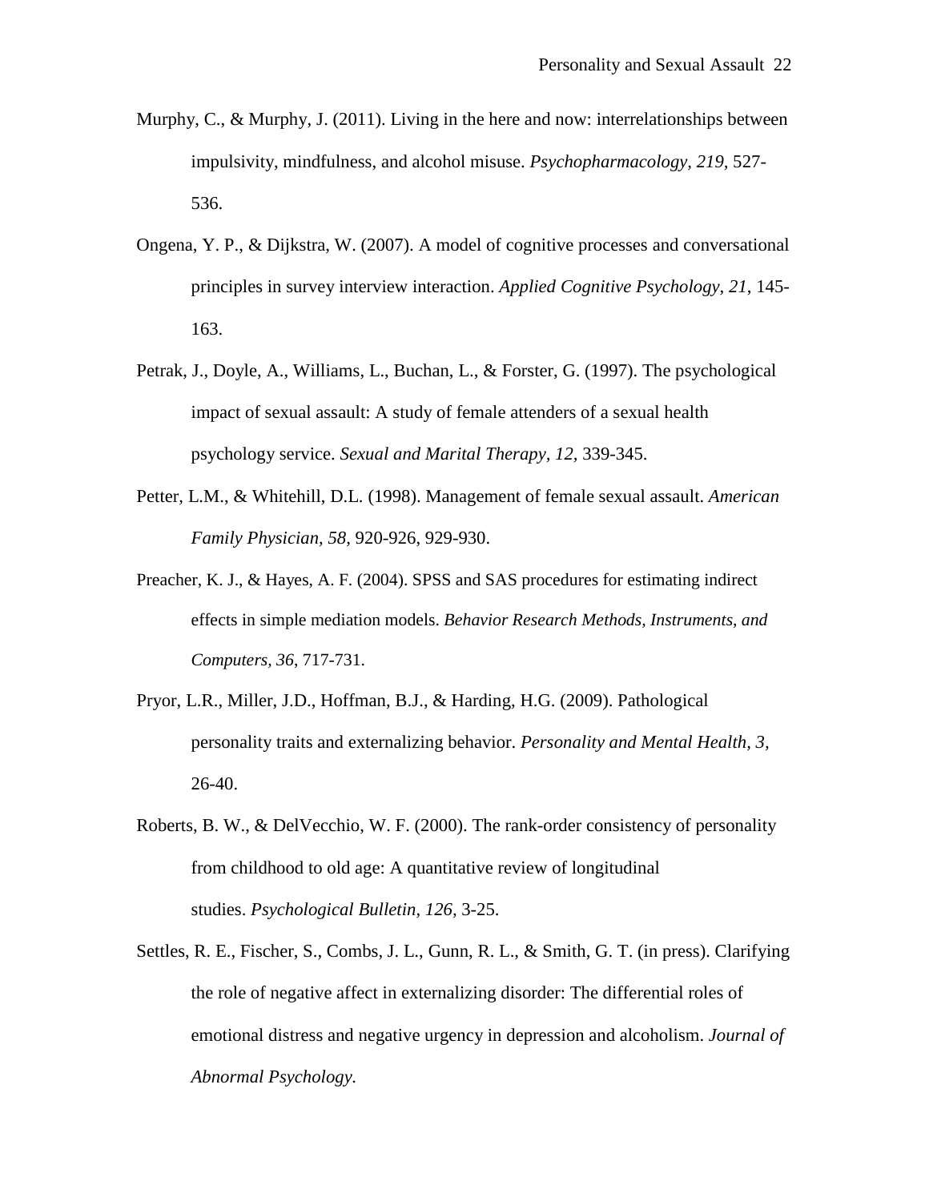Murphy, C., & Murphy, J. (2011). Living in the here and now: interrelationships between impulsivity, mindfulness, and alcohol misuse. *Psychopharmacology, 219,* 527-536.

Ongena, Y. P., & Dijkstra, W. (2007). A model of cognitive processes and conversational principles in survey interview interaction. *Applied Cognitive Psychology, 21*, 145-163.

Petrak, J., Doyle, A., Williams, L., Buchan, L., & Forster, G. (1997). The psychological impact of sexual assault: A study of female attenders of a sexual health psychology service. *Sexual and Marital Therapy, 12,* 339-345.

Petter, L.M., & Whitehill, D.L. (1998). Management of female sexual assault. *American Family Physician*, *58,* 920-926, 929-930.

Preacher, K. J., & Hayes, A. F. (2004). SPSS and SAS procedures for estimating indirect effects in simple mediation models. *Behavior Research Methods, Instruments, and Computers*, *36*, 717-731.

Pryor, L.R., Miller, J.D., Hoffman, B.J., & Harding, H.G. (2009). Pathological personality traits and externalizing behavior. *Personality and Mental Health, 3,* 26-40.

Roberts, B. W., & DelVecchio, W. F. (2000). The rank-order consistency of personality from childhood to old age: A quantitative review of longitudinal studies. *Psychological Bulletin*, *126,* 3-25.

Settles, R. E., Fischer, S., Combs, J. L., Gunn, R. L., & Smith, G. T. (in press). Clarifying the role of negative affect in externalizing disorder: The differential roles of emotional distress and negative urgency in depression and alcoholism. *Journal of Abnormal Psychology.*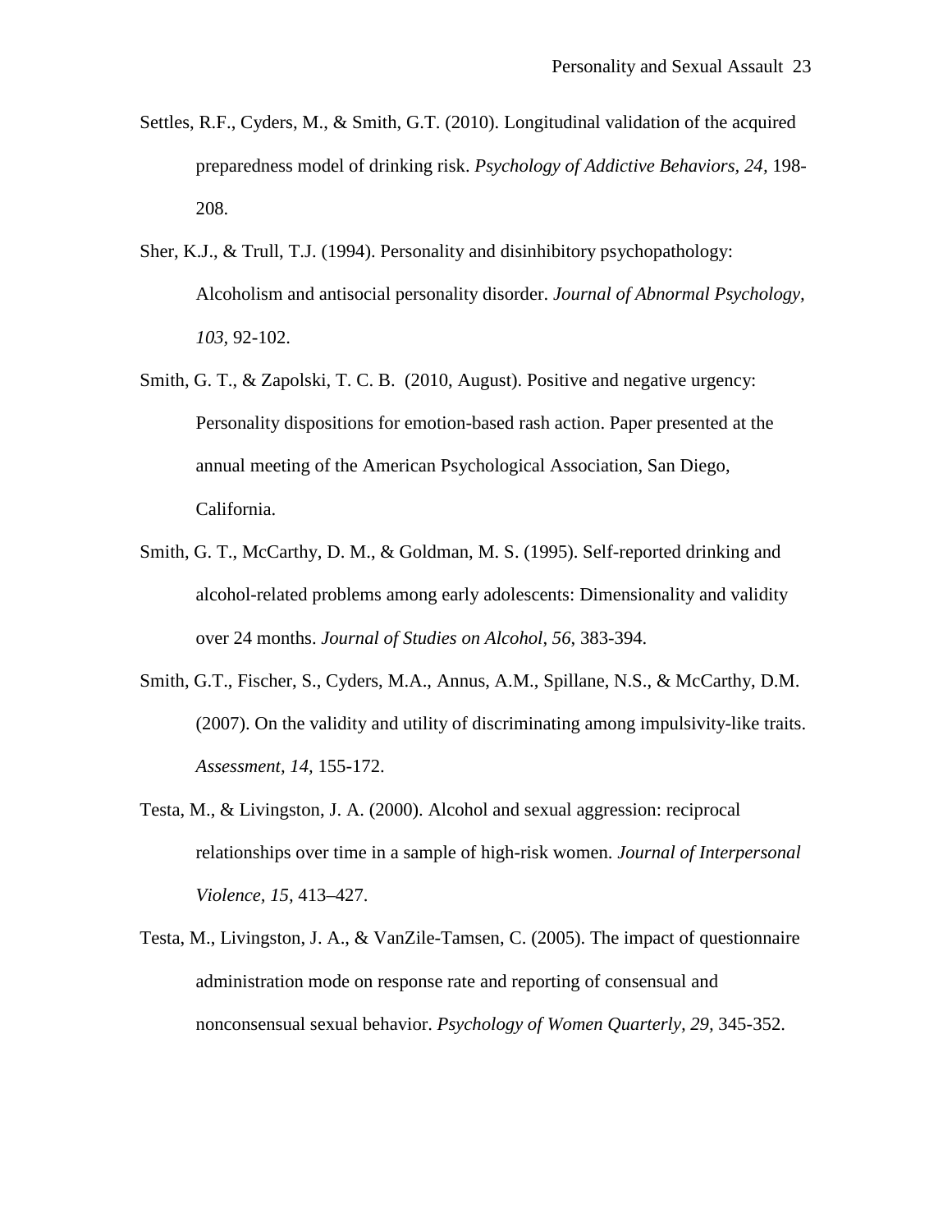Settles, R.F., Cyders, M., & Smith, G.T. (2010). Longitudinal validation of the acquired preparedness model of drinking risk. *Psychology of Addictive Behaviors*, *24*, 198-208.

Sher, K.J., & Trull, T.J. (1994). Personality and disinhibitory psychopathology: Alcoholism and antisocial personality disorder. *Journal of Abnormal Psychology*, *103*, 92-102.

Smith, G. T., & Zapolski, T. C. B. (2010, August). Positive and negative urgency: Personality dispositions for emotion-based rash action. Paper presented at the annual meeting of the American Psychological Association, San Diego, California.

Smith, G. T., McCarthy, D. M., & Goldman, M. S. (1995). Self-reported drinking and alcohol-related problems among early adolescents: Dimensionality and validity over 24 months. *Journal of Studies on Alcohol*, *56*, 383-394.

Smith, G.T., Fischer, S., Cyders, M.A., Annus, A.M., Spillane, N.S., & McCarthy, D.M. (2007). On the validity and utility of discriminating among impulsivity-like traits. *Assessment, 14,* 155-172.

Testa, M., & Livingston, J. A. (2000). Alcohol and sexual aggression: reciprocal relationships over time in a sample of high-risk women. *Journal of Interpersonal Violence, 15,* 413–427.

Testa, M., Livingston, J. A., & VanZile-Tamsen, C. (2005). The impact of questionnaire administration mode on response rate and reporting of consensual and nonconsensual sexual behavior. *Psychology of Women Quarterly, 29,* 345-352.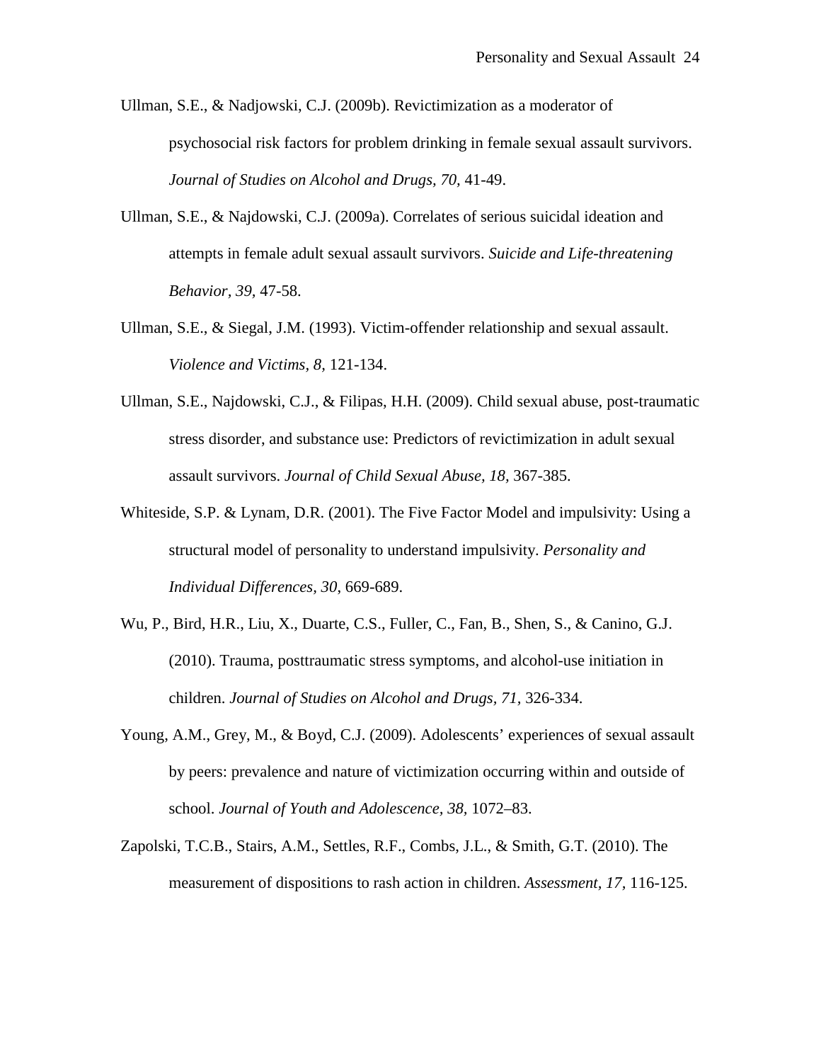Ullman, S.E., & Nadjowski, C.J. (2009b). Revictimization as a moderator of psychosocial risk factors for problem drinking in female sexual assault survivors. *Journal of Studies on Alcohol and Drugs, 70,* 41-49.

Ullman, S.E., & Najdowski, C.J. (2009a). Correlates of serious suicidal ideation and attempts in female adult sexual assault survivors. *Suicide and Life-threatening Behavior, 39,* 47-58.

Ullman, S.E., & Siegal, J.M. (1993). Victim-offender relationship and sexual assault. *Violence and Victims, 8,* 121-134.

Ullman, S.E., Najdowski, C.J., & Filipas, H.H. (2009). Child sexual abuse, post-traumatic stress disorder, and substance use: Predictors of revictimization in adult sexual assault survivors. *Journal of Child Sexual Abuse, 18,* 367-385.

Whiteside, S.P. & Lynam, D.R. (2001). The Five Factor Model and impulsivity: Using a structural model of personality to understand impulsivity. *Personality and Individual Differences, 30,* 669-689.

Wu, P., Bird, H.R., Liu, X., Duarte, C.S., Fuller, C., Fan, B., Shen, S., & Canino, G.J. (2010). Trauma, posttraumatic stress symptoms, and alcohol-use initiation in children. *Journal of Studies on Alcohol and Drugs, 71,* 326-334.

Young, A.M., Grey, M., & Boyd, C.J. (2009). Adolescents' experiences of sexual assault by peers: prevalence and nature of victimization occurring within and outside of school. *Journal of Youth and Adolescence, 38,* 1072–83.

Zapolski, T.C.B., Stairs, A.M., Settles, R.F., Combs, J.L., & Smith, G.T. (2010). The measurement of dispositions to rash action in children. *Assessment, 17,* 116-125.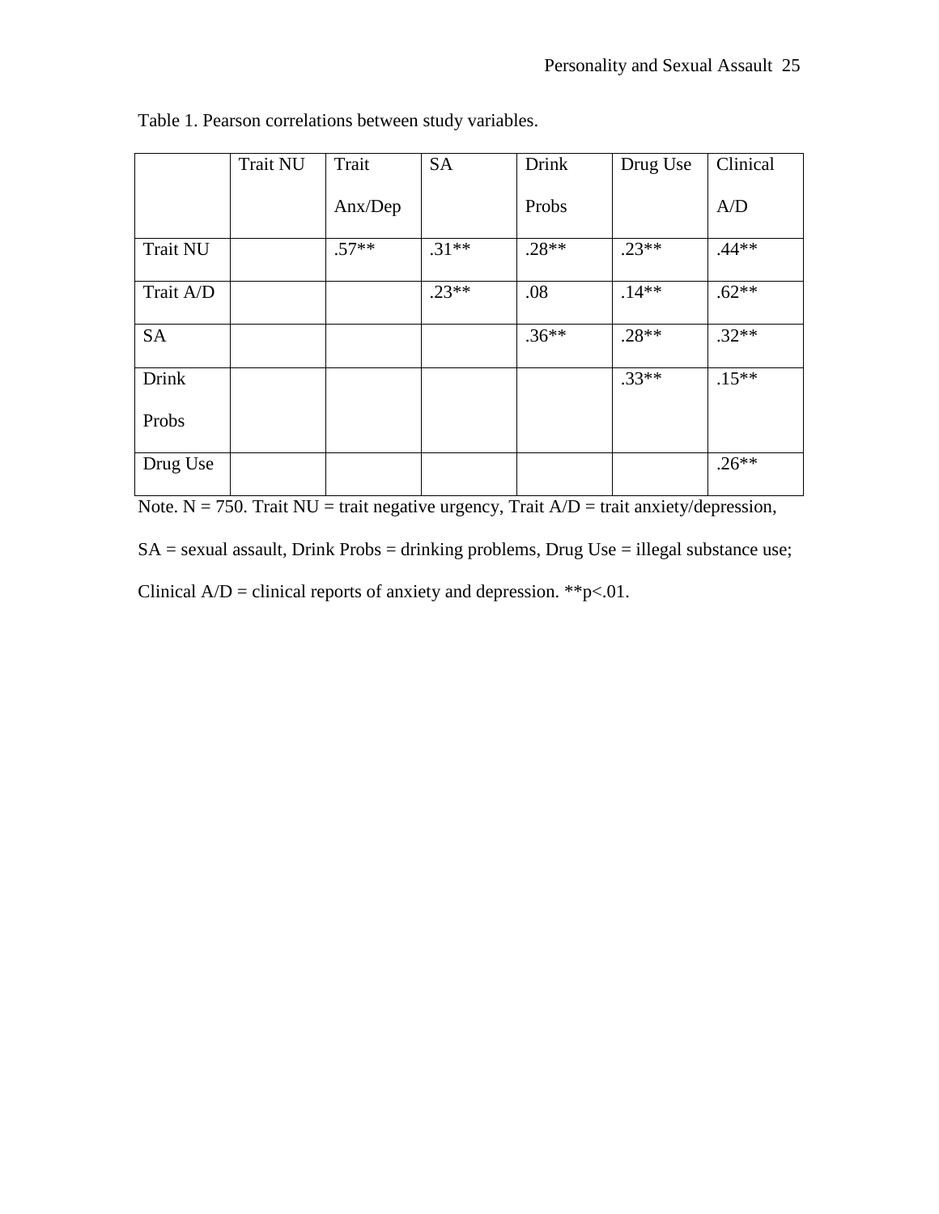Table 1. Pearson correlations between study variables.

| | Trait NU | Trait Anx/Dep | SA | Drink Probs | Drug Use | Clinical A/D |
|---|---|---|---|---|---|---|
| Trait NU | | .57** | .31** | .28** | .23** | .44** |
| Trait A/D | | | .23** | .08 | .14** | .62** |
| SA | | | | .36** | .28** | .32** |
| Drink Probs | | | | | .33** | .15** |
| Drug Use | | | | | | .26** |

Note. N = 750. Trait NU = trait negative urgency, Trait A/D = trait anxiety/depression, SA = sexual assault, Drink Probs = drinking problems, Drug Use = illegal substance use; Clinical A/D = clinical reports of anxiety and depression. **$p<.01$.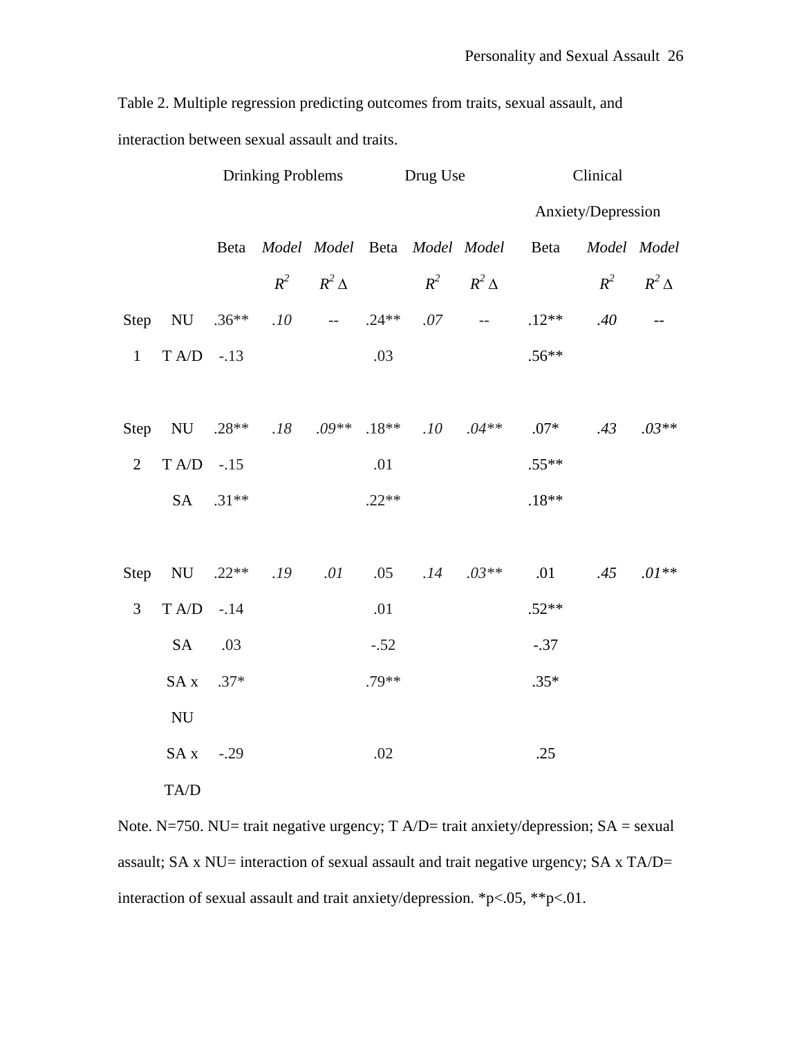Table 2. Multiple regression predicting outcomes from traits, sexual assault, and interaction between sexual assault and traits.

| | | Drinking Problems | | | Drug Use | | | Clinical Anxiety/Depression | | |
|---|---|---|---|---|---|---|---|---|---|---|
| | | Beta | *Model $R^2$* | *Model $R^2$ Δ* | Beta | *Model $R^2$* | *Model $R^2$ Δ* | Beta | *Model $R^2$* | *Model $R^2$ Δ* |
| Step 1 | NU | .36** | *.10* | -- | .24** | *.07* | -- | .12** | *.40* | -- |
| | T A/D | -.13 | | | .03 | | | .56** | | |
| Step 2 | NU | .28** | *.18* | *.09*** | .18** | *.10* | *.04*** | .07* | *.43* | *.03*** |
| | T A/D | -.15 | | | .01 | | | .55** | | |
| | SA | .31** | | | .22** | | | .18** | | |
| Step 3 | NU | .22** | *.19* | *.01* | .05 | *.14* | *.03*** | .01 | *.45* | *.01*** |
| | T A/D | -.14 | | | .01 | | | .52** | | |
| | SA | .03 | | | -.52 | | | -.37 | | |
| | SA x NU | .37* | | | .79** | | | .35* | | |
| | SA x TA/D | -.29 | | | .02 | | | .25 | | |

Note. N=750. NU= trait negative urgency; T A/D= trait anxiety/depression; SA = sexual assault; SA x NU= interaction of sexual assault and trait negative urgency; SA x TA/D= interaction of sexual assault and trait anxiety/depression. *p<.05, **p<.01.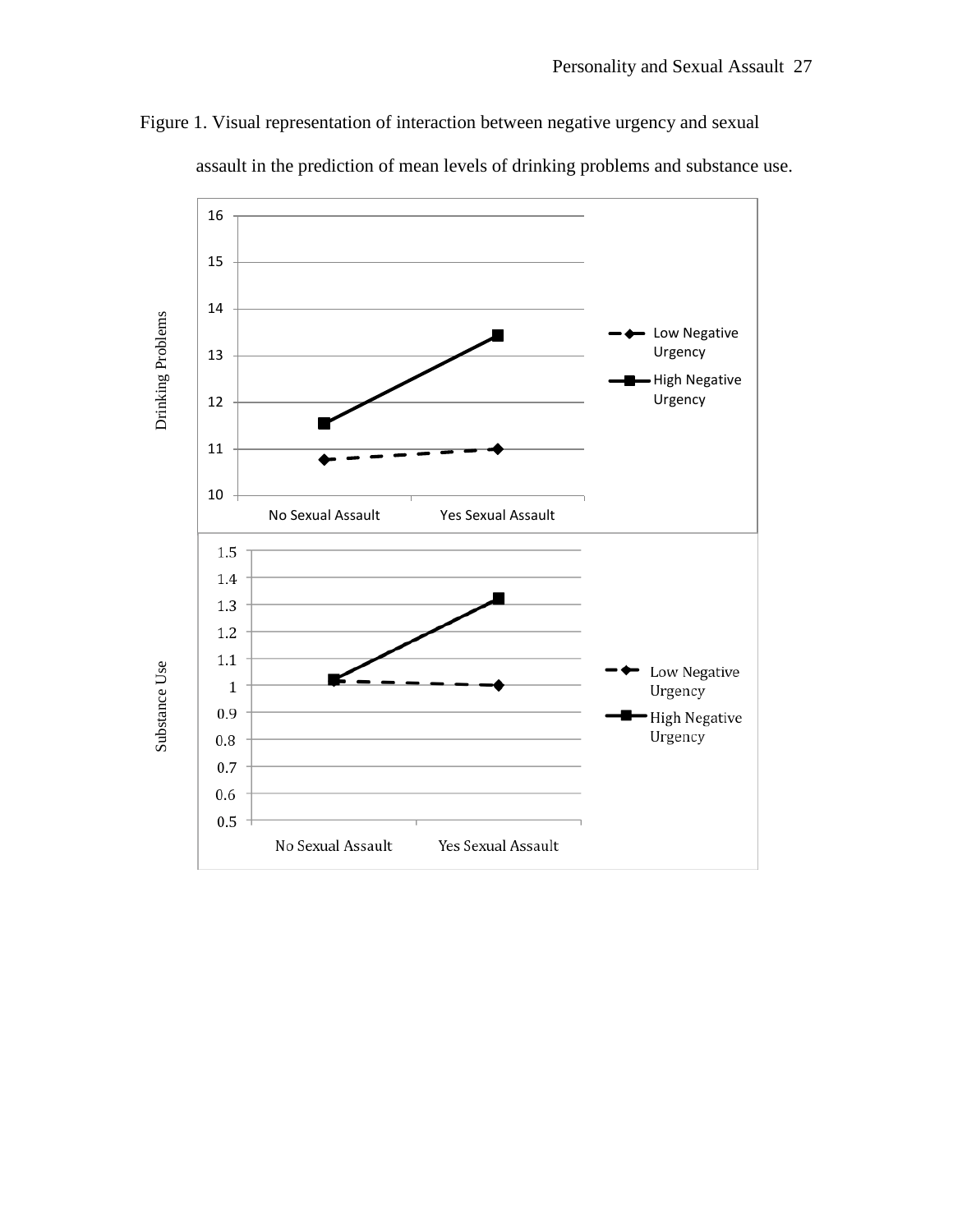Figure 1. Visual representation of interaction between negative urgency and sexual assault in the prediction of mean levels of drinking problems and substance use.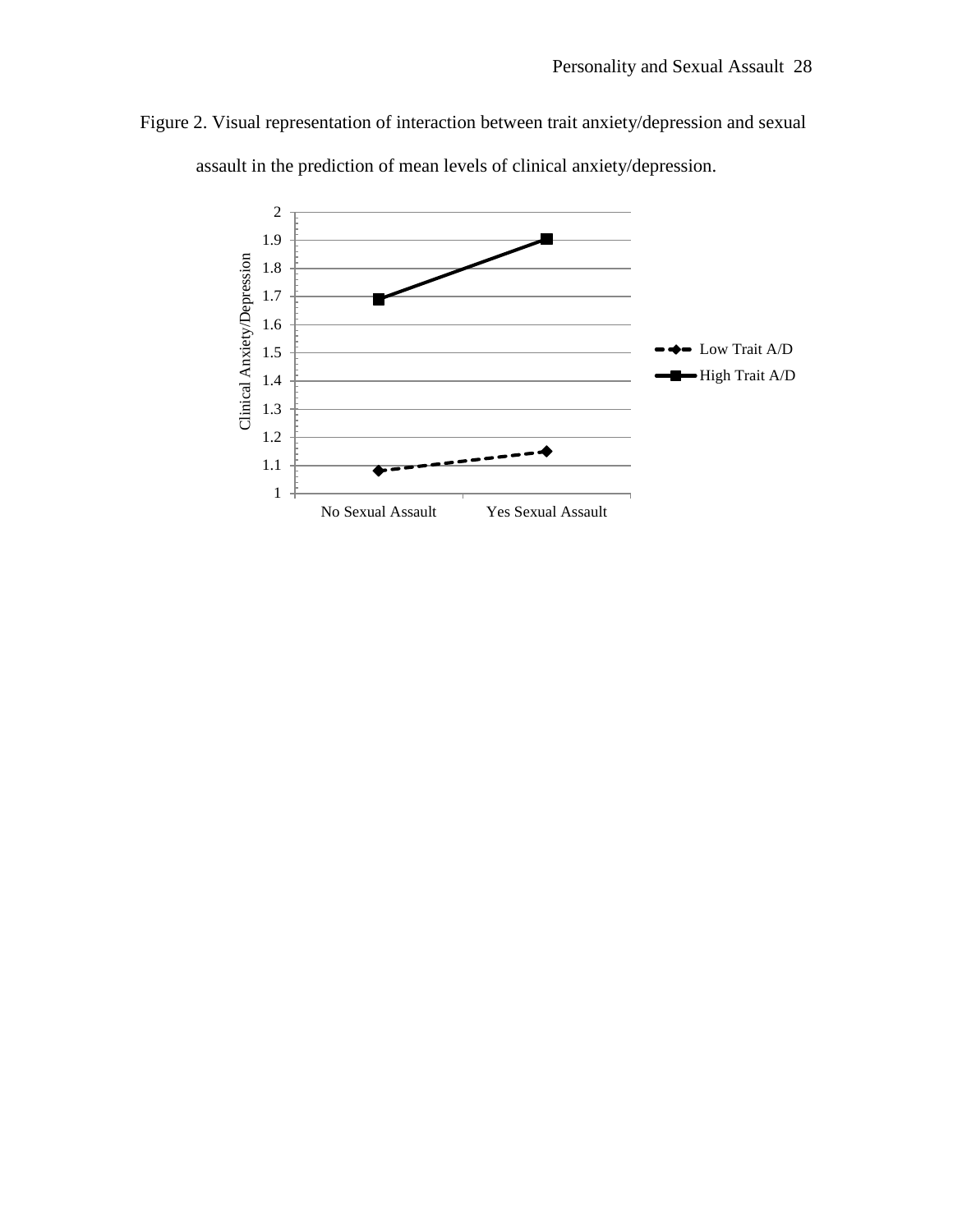Figure 2. Visual representation of interaction between trait anxiety/depression and sexual assault in the prediction of mean levels of clinical anxiety/depression.

Clinical Anxiety/Depression

2
1.9
1.8
1.7
1.6
1.5
1.4
1.3
1.2
1.1
1

No Sexual Assault
Yes Sexual Assault

Low Trait A/D
High Trait A/D